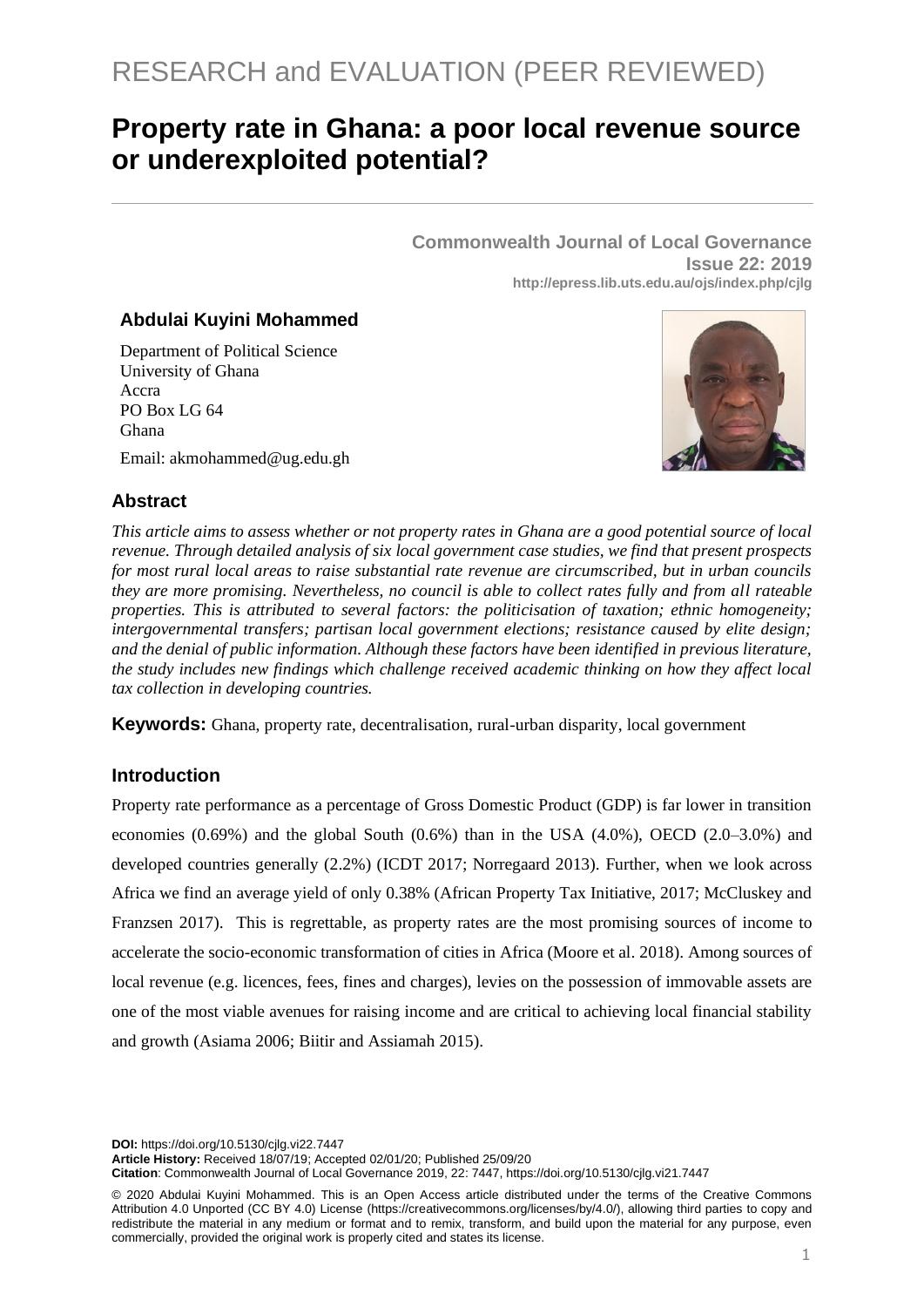RESEARCH and EVALUATION (PEER REVIEWED)

# Property rate in Ghana: a poor local revenue source or underexploited potential?

**Commonwealth Journal of Local Governance**
**Issue 22: 2019**
**http://epress.lib.uts.edu.au/ojs/index.php/cjlg**

### Abdulai Kuyini Mohammed

Department of Political Science
University of Ghana
Accra
PO Box LG 64
Ghana

Email: akmohammed@ug.edu.gh

## Abstract

*This article aims to assess whether or not property rates in Ghana are a good potential source of local revenue. Through detailed analysis of six local government case studies, we find that present prospects for most rural local areas to raise substantial rate revenue are circumscribed, but in urban councils they are more promising. Nevertheless, no council is able to collect rates fully and from all rateable properties. This is attributed to several factors: the politicisation of taxation; ethnic homogeneity; intergovernmental transfers; partisan local government elections; resistance caused by elite design; and the denial of public information. Although these factors have been identified in previous literature, the study includes new findings which challenge received academic thinking on how they affect local tax collection in developing countries.*

**Keywords:** Ghana, property rate, decentralisation, rural-urban disparity, local government

## Introduction

Property rate performance as a percentage of Gross Domestic Product (GDP) is far lower in transition economies (0.69%) and the global South (0.6%) than in the USA (4.0%), OECD (2.0–3.0%) and developed countries generally (2.2%) (ICDT 2017; Norregaard 2013). Further, when we look across Africa we find an average yield of only 0.38% (African Property Tax Initiative, 2017; McCluskey and Franzsen 2017). This is regrettable, as property rates are the most promising sources of income to accelerate the socio-economic transformation of cities in Africa (Moore et al. 2018). Among sources of local revenue (e.g. licences, fees, fines and charges), levies on the possession of immovable assets are one of the most viable avenues for raising income and are critical to achieving local financial stability and growth (Asiama 2006; Biitir and Assiamah 2015).

**DOI:** https://doi.org/10.5130/cjlg.vi22.7447
**Article History:** Received 18/07/19; Accepted 02/01/20; Published 25/09/20
**Citation**: Commonwealth Journal of Local Governance 2019, 22: 7447, https://doi.org/10.5130/cjlg.vi21.7447

© 2020 Abdulai Kuyini Mohammed. This is an Open Access article distributed under the terms of the Creative Commons Attribution 4.0 Unported (CC BY 4.0) License (https://creativecommons.org/licenses/by/4.0/), allowing third parties to copy and redistribute the material in any medium or format and to remix, transform, and build upon the material for any purpose, even commercially, provided the original work is properly cited and states its license.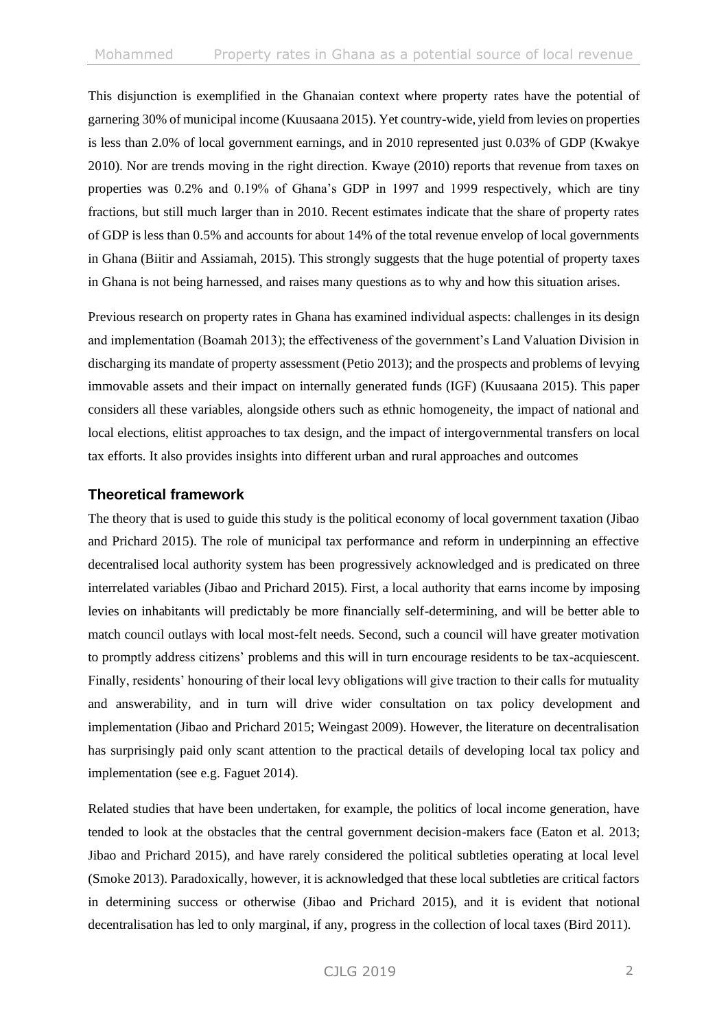This disjunction is exemplified in the Ghanaian context where property rates have the potential of garnering 30% of municipal income (Kuusaana 2015). Yet country-wide, yield from levies on properties is less than 2.0% of local government earnings, and in 2010 represented just 0.03% of GDP (Kwakye 2010). Nor are trends moving in the right direction. Kwaye (2010) reports that revenue from taxes on properties was 0.2% and 0.19% of Ghana's GDP in 1997 and 1999 respectively, which are tiny fractions, but still much larger than in 2010. Recent estimates indicate that the share of property rates of GDP is less than 0.5% and accounts for about 14% of the total revenue envelop of local governments in Ghana (Biitir and Assiamah, 2015). This strongly suggests that the huge potential of property taxes in Ghana is not being harnessed, and raises many questions as to why and how this situation arises.

Previous research on property rates in Ghana has examined individual aspects: challenges in its design and implementation (Boamah 2013); the effectiveness of the government's Land Valuation Division in discharging its mandate of property assessment (Petio 2013); and the prospects and problems of levying immovable assets and their impact on internally generated funds (IGF) (Kuusaana 2015). This paper considers all these variables, alongside others such as ethnic homogeneity, the impact of national and local elections, elitist approaches to tax design, and the impact of intergovernmental transfers on local tax efforts. It also provides insights into different urban and rural approaches and outcomes

## Theoretical framework

The theory that is used to guide this study is the political economy of local government taxation (Jibao and Prichard 2015). The role of municipal tax performance and reform in underpinning an effective decentralised local authority system has been progressively acknowledged and is predicated on three interrelated variables (Jibao and Prichard 2015). First, a local authority that earns income by imposing levies on inhabitants will predictably be more financially self-determining, and will be better able to match council outlays with local most-felt needs. Second, such a council will have greater motivation to promptly address citizens' problems and this will in turn encourage residents to be tax-acquiescent. Finally, residents' honouring of their local levy obligations will give traction to their calls for mutuality and answerability, and in turn will drive wider consultation on tax policy development and implementation (Jibao and Prichard 2015; Weingast 2009). However, the literature on decentralisation has surprisingly paid only scant attention to the practical details of developing local tax policy and implementation (see e.g. Faguet 2014).

Related studies that have been undertaken, for example, the politics of local income generation, have tended to look at the obstacles that the central government decision-makers face (Eaton et al. 2013; Jibao and Prichard 2015), and have rarely considered the political subtleties operating at local level (Smoke 2013). Paradoxically, however, it is acknowledged that these local subtleties are critical factors in determining success or otherwise (Jibao and Prichard 2015), and it is evident that notional decentralisation has led to only marginal, if any, progress in the collection of local taxes (Bird 2011).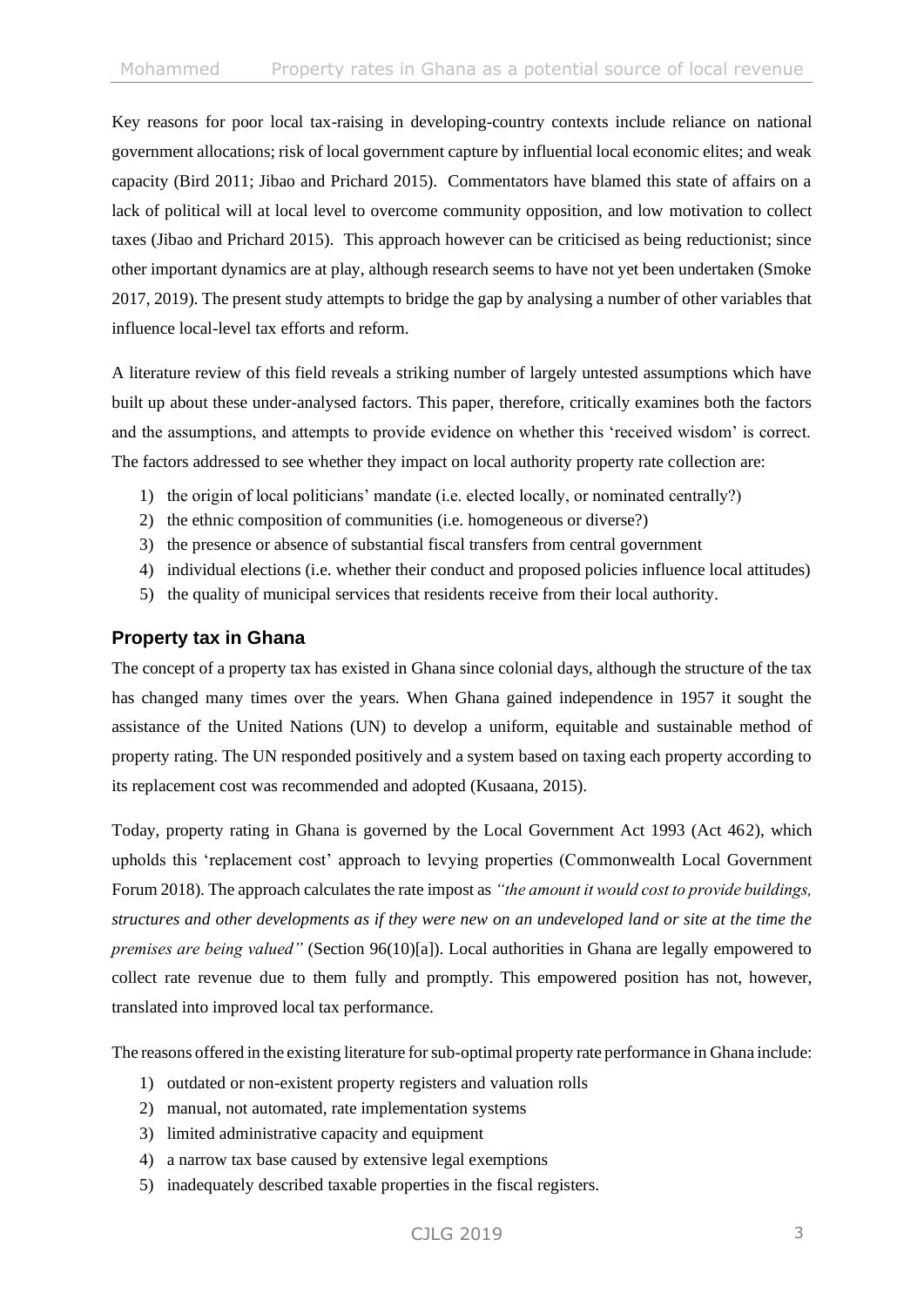Key reasons for poor local tax-raising in developing-country contexts include reliance on national government allocations; risk of local government capture by influential local economic elites; and weak capacity (Bird 2011; Jibao and Prichard 2015). Commentators have blamed this state of affairs on a lack of political will at local level to overcome community opposition, and low motivation to collect taxes (Jibao and Prichard 2015). This approach however can be criticised as being reductionist; since other important dynamics are at play, although research seems to have not yet been undertaken (Smoke 2017, 2019). The present study attempts to bridge the gap by analysing a number of other variables that influence local-level tax efforts and reform.

A literature review of this field reveals a striking number of largely untested assumptions which have built up about these under-analysed factors. This paper, therefore, critically examines both the factors and the assumptions, and attempts to provide evidence on whether this 'received wisdom' is correct. The factors addressed to see whether they impact on local authority property rate collection are:

1) the origin of local politicians' mandate (i.e. elected locally, or nominated centrally?)
2) the ethnic composition of communities (i.e. homogeneous or diverse?)
3) the presence or absence of substantial fiscal transfers from central government
4) individual elections (i.e. whether their conduct and proposed policies influence local attitudes)
5) the quality of municipal services that residents receive from their local authority.

## Property tax in Ghana

The concept of a property tax has existed in Ghana since colonial days, although the structure of the tax has changed many times over the years. When Ghana gained independence in 1957 it sought the assistance of the United Nations (UN) to develop a uniform, equitable and sustainable method of property rating. The UN responded positively and a system based on taxing each property according to its replacement cost was recommended and adopted (Kusaana, 2015).

Today, property rating in Ghana is governed by the Local Government Act 1993 (Act 462), which upholds this 'replacement cost' approach to levying properties (Commonwealth Local Government Forum 2018). The approach calculates the rate impost as *"the amount it would cost to provide buildings, structures and other developments as if they were new on an undeveloped land or site at the time the premises are being valued"* (Section 96(10)[a]). Local authorities in Ghana are legally empowered to collect rate revenue due to them fully and promptly. This empowered position has not, however, translated into improved local tax performance.

The reasons offered in the existing literature for sub-optimal property rate performance in Ghana include:

1) outdated or non-existent property registers and valuation rolls
2) manual, not automated, rate implementation systems
3) limited administrative capacity and equipment
4) a narrow tax base caused by extensive legal exemptions
5) inadequately described taxable properties in the fiscal registers.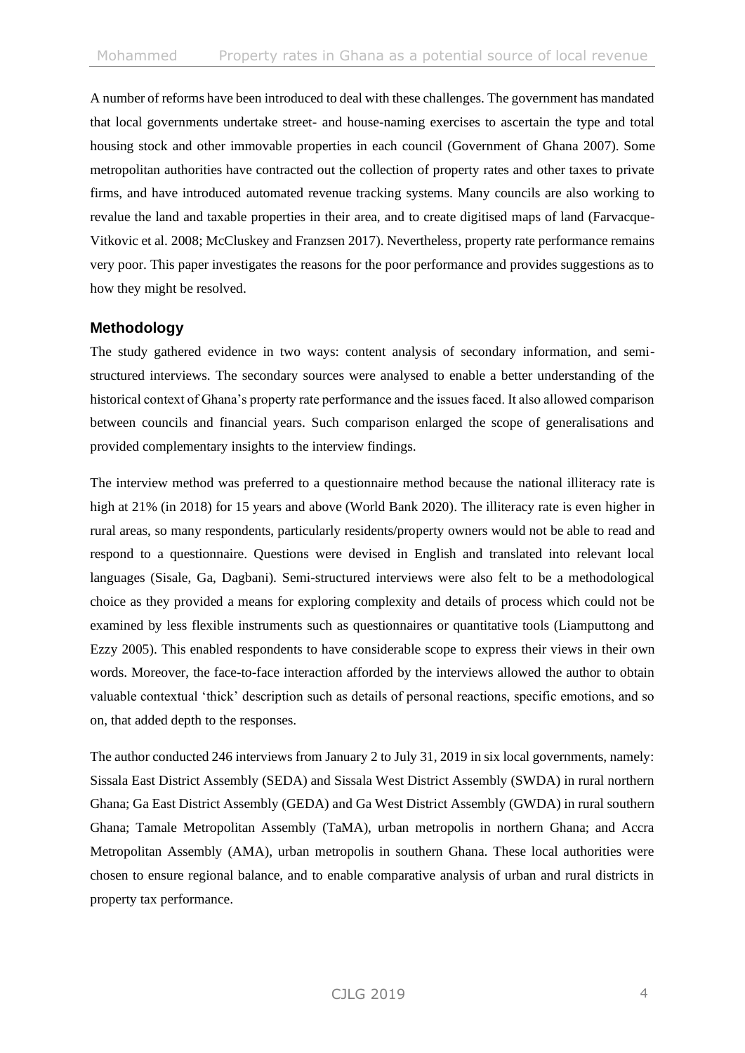A number of reforms have been introduced to deal with these challenges. The government has mandated that local governments undertake street- and house-naming exercises to ascertain the type and total housing stock and other immovable properties in each council (Government of Ghana 2007). Some metropolitan authorities have contracted out the collection of property rates and other taxes to private firms, and have introduced automated revenue tracking systems. Many councils are also working to revalue the land and taxable properties in their area, and to create digitised maps of land (Farvacque-Vitkovic et al. 2008; McCluskey and Franzsen 2017). Nevertheless, property rate performance remains very poor. This paper investigates the reasons for the poor performance and provides suggestions as to how they might be resolved.

## Methodology

The study gathered evidence in two ways: content analysis of secondary information, and semi-structured interviews. The secondary sources were analysed to enable a better understanding of the historical context of Ghana's property rate performance and the issues faced. It also allowed comparison between councils and financial years. Such comparison enlarged the scope of generalisations and provided complementary insights to the interview findings.

The interview method was preferred to a questionnaire method because the national illiteracy rate is high at 21% (in 2018) for 15 years and above (World Bank 2020). The illiteracy rate is even higher in rural areas, so many respondents, particularly residents/property owners would not be able to read and respond to a questionnaire. Questions were devised in English and translated into relevant local languages (Sisale, Ga, Dagbani). Semi-structured interviews were also felt to be a methodological choice as they provided a means for exploring complexity and details of process which could not be examined by less flexible instruments such as questionnaires or quantitative tools (Liamputtong and Ezzy 2005). This enabled respondents to have considerable scope to express their views in their own words. Moreover, the face-to-face interaction afforded by the interviews allowed the author to obtain valuable contextual 'thick' description such as details of personal reactions, specific emotions, and so on, that added depth to the responses.

The author conducted 246 interviews from January 2 to July 31, 2019 in six local governments, namely: Sissala East District Assembly (SEDA) and Sissala West District Assembly (SWDA) in rural northern Ghana; Ga East District Assembly (GEDA) and Ga West District Assembly (GWDA) in rural southern Ghana; Tamale Metropolitan Assembly (TaMA), urban metropolis in northern Ghana; and Accra Metropolitan Assembly (AMA), urban metropolis in southern Ghana. These local authorities were chosen to ensure regional balance, and to enable comparative analysis of urban and rural districts in property tax performance.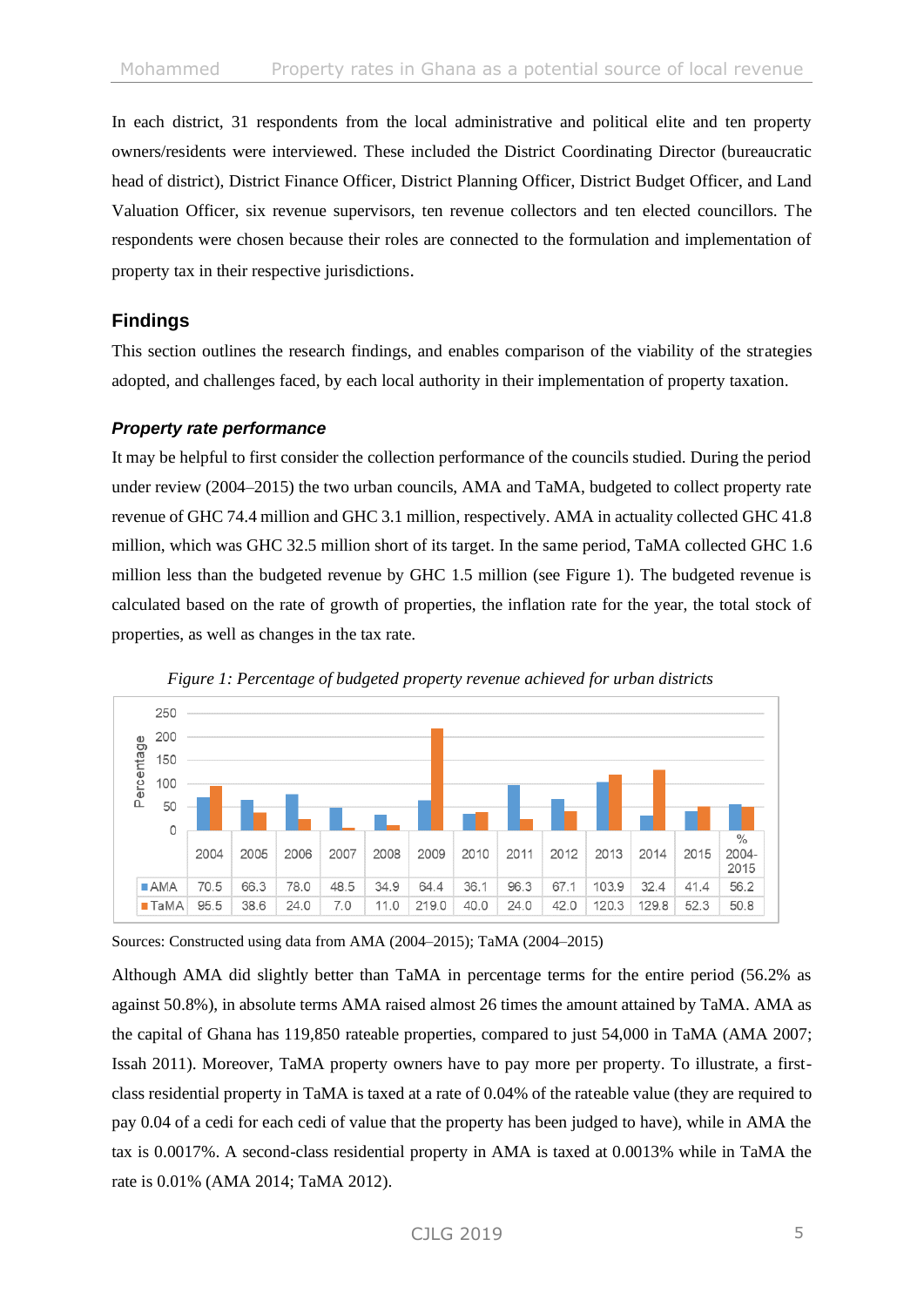In each district, 31 respondents from the local administrative and political elite and ten property owners/residents were interviewed. These included the District Coordinating Director (bureaucratic head of district), District Finance Officer, District Planning Officer, District Budget Officer, and Land Valuation Officer, six revenue supervisors, ten revenue collectors and ten elected councillors. The respondents were chosen because their roles are connected to the formulation and implementation of property tax in their respective jurisdictions.

## Findings

This section outlines the research findings, and enables comparison of the viability of the strategies adopted, and challenges faced, by each local authority in their implementation of property taxation.

### *Property rate performance*

It may be helpful to first consider the collection performance of the councils studied. During the period under review (2004–2015) the two urban councils, AMA and TaMA, budgeted to collect property rate revenue of GHC 74.4 million and GHC 3.1 million, respectively. AMA in actuality collected GHC 41.8 million, which was GHC 32.5 million short of its target. In the same period, TaMA collected GHC 1.6 million less than the budgeted revenue by GHC 1.5 million (see Figure 1). The budgeted revenue is calculated based on the rate of growth of properties, the inflation rate for the year, the total stock of properties, as well as changes in the tax rate.

*Figure 1: Percentage of budgeted property revenue achieved for urban districts*

| | 2004 | 2005 | 2006 | 2007 | 2008 | 2009 | 2010 | 2011 | 2012 | 2013 | 2014 | 2015 | % 2004-2015 |
|---|---|---|---|---|---|---|---|---|---|---|---|---|---|
| AMA | 70.5 | 66.3 | 78.0 | 48.5 | 34.9 | 64.4 | 36.1 | 96.3 | 67.1 | 103.9 | 32.4 | 41.4 | 56.2 |
| TaMA | 95.5 | 38.6 | 24.0 | 7.0 | 11.0 | 219.0 | 40.0 | 24.0 | 42.0 | 120.3 | 129.8 | 52.3 | 50.8 |

Sources: Constructed using data from AMA (2004–2015); TaMA (2004–2015)

Although AMA did slightly better than TaMA in percentage terms for the entire period (56.2% as against 50.8%), in absolute terms AMA raised almost 26 times the amount attained by TaMA. AMA as the capital of Ghana has 119,850 rateable properties, compared to just 54,000 in TaMA (AMA 2007; Issah 2011). Moreover, TaMA property owners have to pay more per property. To illustrate, a first-class residential property in TaMA is taxed at a rate of 0.04% of the rateable value (they are required to pay 0.04 of a cedi for each cedi of value that the property has been judged to have), while in AMA the tax is 0.0017%. A second-class residential property in AMA is taxed at 0.0013% while in TaMA the rate is 0.01% (AMA 2014; TaMA 2012).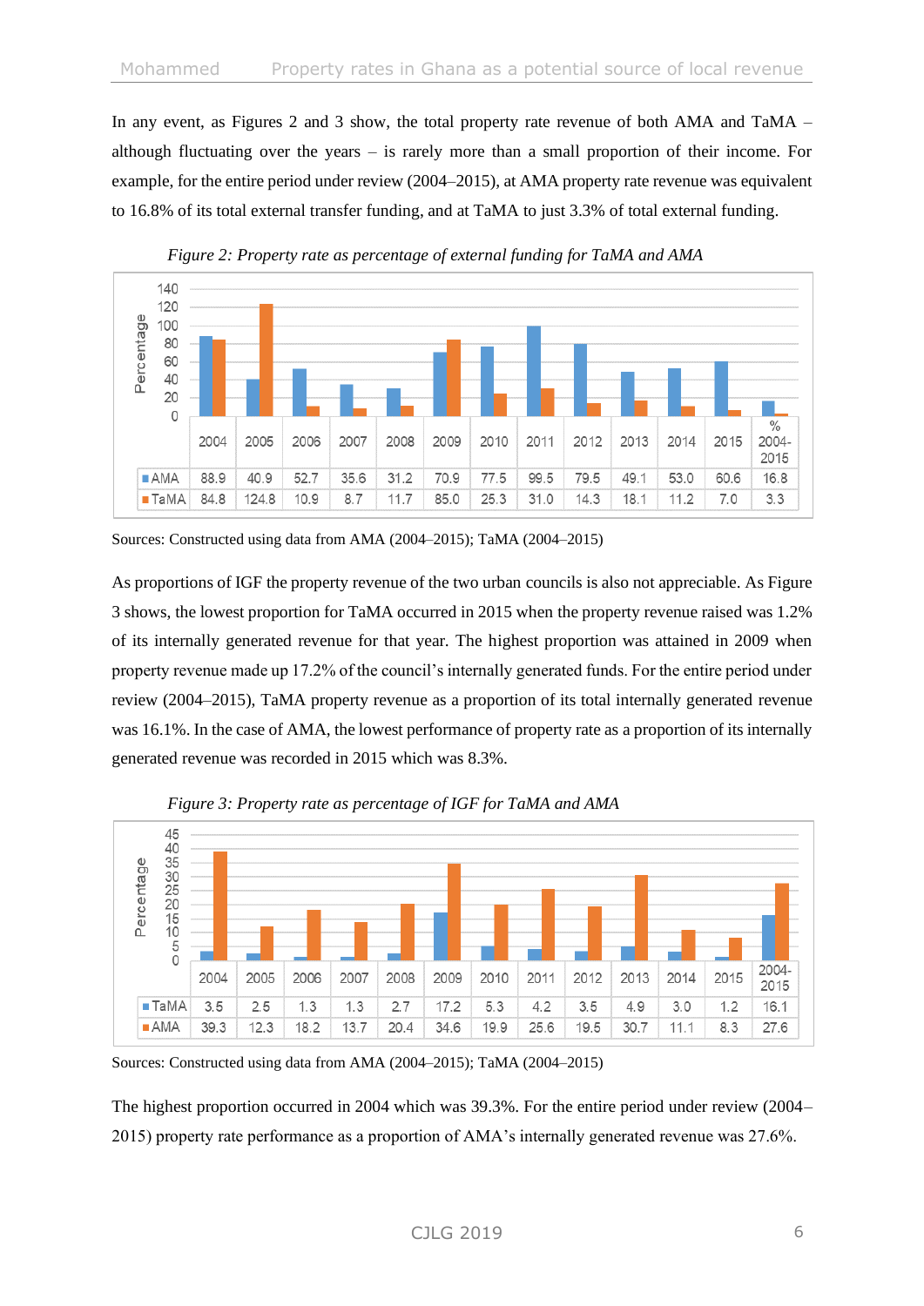In any event, as Figures 2 and 3 show, the total property rate revenue of both AMA and TaMA – although fluctuating over the years – is rarely more than a small proportion of their income. For example, for the entire period under review (2004–2015), at AMA property rate revenue was equivalent to 16.8% of its total external transfer funding, and at TaMA to just 3.3% of total external funding.

*Figure 2: Property rate as percentage of external funding for TaMA and AMA*

| | 2004 | 2005 | 2006 | 2007 | 2008 | 2009 | 2010 | 2011 | 2012 | 2013 | 2014 | 2015 | % 2004-2015 |
|---|---|---|---|---|---|---|---|---|---|---|---|---|---|
| AMA | 88.9 | 40.9 | 52.7 | 35.6 | 31.2 | 70.9 | 77.5 | 99.5 | 79.5 | 49.1 | 53.0 | 60.6 | 16.8 |
| TaMA | 84.8 | 124.8 | 10.9 | 8.7 | 11.7 | 85.0 | 25.3 | 31.0 | 14.3 | 18.1 | 11.2 | 7.0 | 3.3 |

Sources: Constructed using data from AMA (2004–2015); TaMA (2004–2015)

As proportions of IGF the property revenue of the two urban councils is also not appreciable. As Figure 3 shows, the lowest proportion for TaMA occurred in 2015 when the property revenue raised was 1.2% of its internally generated revenue for that year. The highest proportion was attained in 2009 when property revenue made up 17.2% of the council's internally generated funds. For the entire period under review (2004–2015), TaMA property revenue as a proportion of its total internally generated revenue was 16.1%. In the case of AMA, the lowest performance of property rate as a proportion of its internally generated revenue was recorded in 2015 which was 8.3%.

*Figure 3: Property rate as percentage of IGF for TaMA and AMA*

| | 2004 | 2005 | 2006 | 2007 | 2008 | 2009 | 2010 | 2011 | 2012 | 2013 | 2014 | 2015 | 2004-2015 |
|---|---|---|---|---|---|---|---|---|---|---|---|---|---|
| TaMA | 3.5 | 2.5 | 1.3 | 1.3 | 2.7 | 17.2 | 5.3 | 4.2 | 3.5 | 4.9 | 3.0 | 1.2 | 16.1 |
| AMA | 39.3 | 12.3 | 18.2 | 13.7 | 20.4 | 34.6 | 19.9 | 25.6 | 19.5 | 30.7 | 11.1 | 8.3 | 27.6 |

Sources: Constructed using data from AMA (2004–2015); TaMA (2004–2015)

The highest proportion occurred in 2004 which was 39.3%. For the entire period under review (2004–2015) property rate performance as a proportion of AMA's internally generated revenue was 27.6%.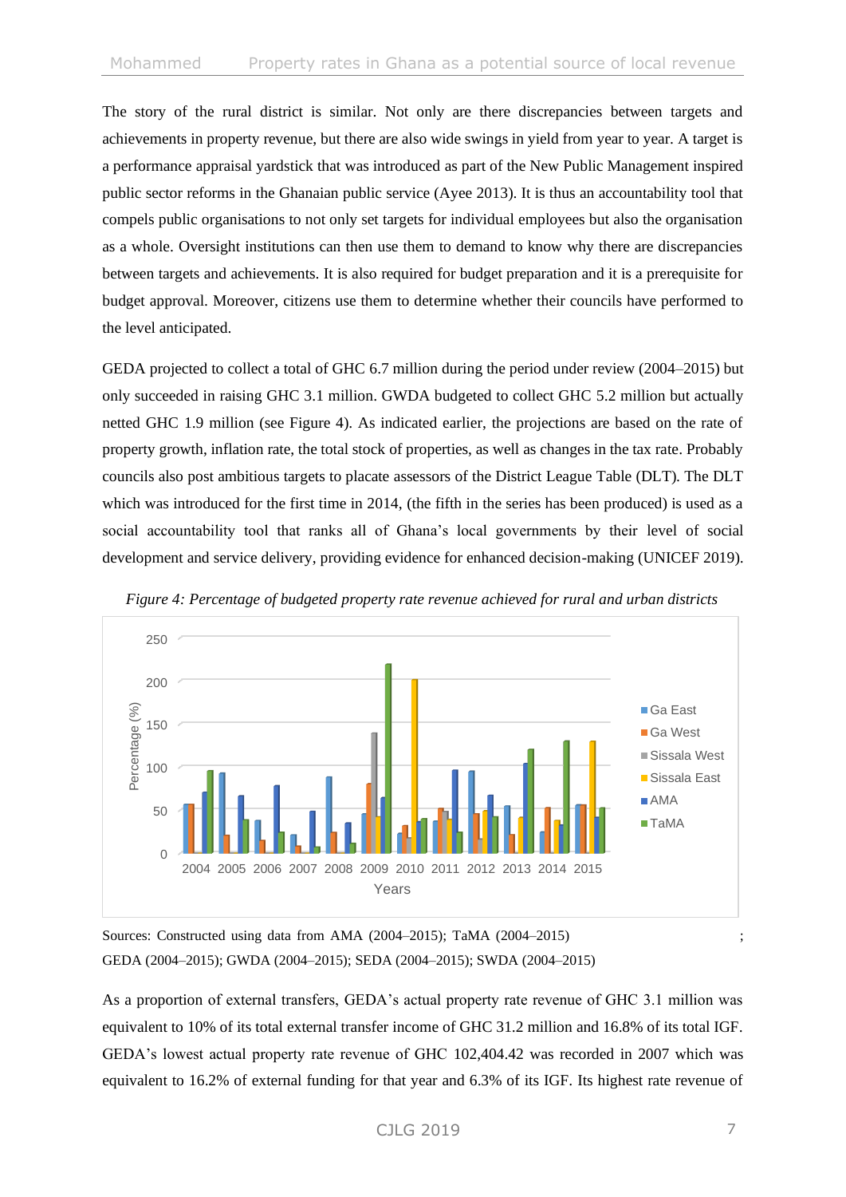The story of the rural district is similar. Not only are there discrepancies between targets and achievements in property revenue, but there are also wide swings in yield from year to year. A target is a performance appraisal yardstick that was introduced as part of the New Public Management inspired public sector reforms in the Ghanaian public service (Ayee 2013). It is thus an accountability tool that compels public organisations to not only set targets for individual employees but also the organisation as a whole. Oversight institutions can then use them to demand to know why there are discrepancies between targets and achievements. It is also required for budget preparation and it is a prerequisite for budget approval. Moreover, citizens use them to determine whether their councils have performed to the level anticipated.

GEDA projected to collect a total of GHC 6.7 million during the period under review (2004–2015) but only succeeded in raising GHC 3.1 million. GWDA budgeted to collect GHC 5.2 million but actually netted GHC 1.9 million (see Figure 4). As indicated earlier, the projections are based on the rate of property growth, inflation rate, the total stock of properties, as well as changes in the tax rate. Probably councils also post ambitious targets to placate assessors of the District League Table (DLT). The DLT which was introduced for the first time in 2014, (the fifth in the series has been produced) is used as a social accountability tool that ranks all of Ghana's local governments by their level of social development and service delivery, providing evidence for enhanced decision-making (UNICEF 2019).

*Figure 4: Percentage of budgeted property rate revenue achieved for rural and urban districts*

Sources: Constructed using data from AMA (2004–2015); TaMA (2004–2015) ; GEDA (2004–2015); GWDA (2004–2015); SEDA (2004–2015); SWDA (2004–2015)

As a proportion of external transfers, GEDA's actual property rate revenue of GHC 3.1 million was equivalent to 10% of its total external transfer income of GHC 31.2 million and 16.8% of its total IGF. GEDA's lowest actual property rate revenue of GHC 102,404.42 was recorded in 2007 which was equivalent to 16.2% of external funding for that year and 6.3% of its IGF. Its highest rate revenue of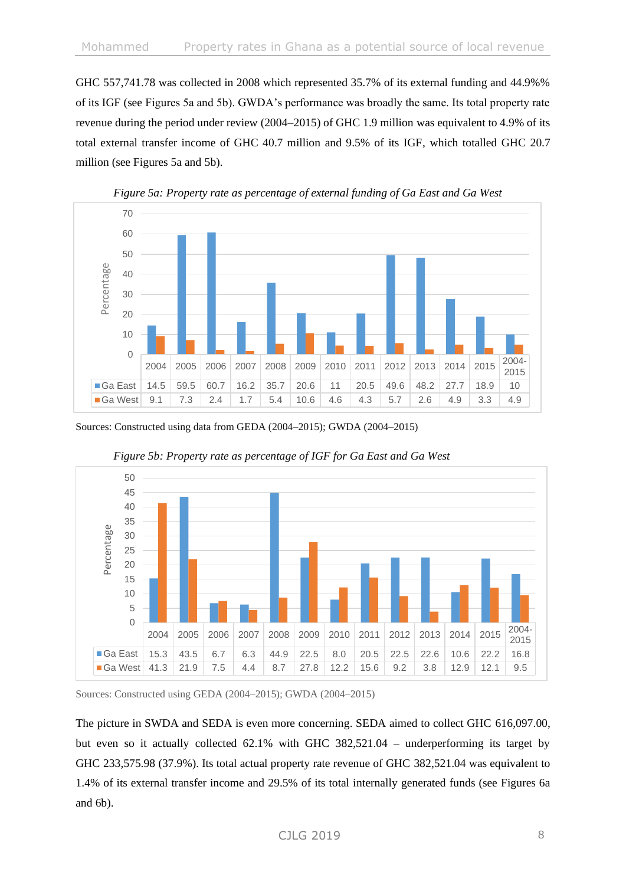GHC 557,741.78 was collected in 2008 which represented 35.7% of its external funding and 44.9%% of its IGF (see Figures 5a and 5b). GWDA's performance was broadly the same. Its total property rate revenue during the period under review (2004–2015) of GHC 1.9 million was equivalent to 4.9% of its total external transfer income of GHC 40.7 million and 9.5% of its IGF, which totalled GHC 20.7 million (see Figures 5a and 5b).

*Figure 5a: Property rate as percentage of external funding of Ga East and Ga West*

| | 2004 | 2005 | 2006 | 2007 | 2008 | 2009 | 2010 | 2011 | 2012 | 2013 | 2014 | 2015 | 2004-2015 |
|---|---|---|---|---|---|---|---|---|---|---|---|---|---|
| Ga East | 14.5 | 59.5 | 60.7 | 16.2 | 35.7 | 20.6 | 11 | 20.5 | 49.6 | 48.2 | 27.7 | 18.9 | 10 |
| Ga West | 9.1 | 7.3 | 2.4 | 1.7 | 5.4 | 10.6 | 4.6 | 4.3 | 5.7 | 2.6 | 4.9 | 3.3 | 4.9 |

Sources: Constructed using data from GEDA (2004–2015); GWDA (2004–2015)

*Figure 5b: Property rate as percentage of IGF for Ga East and Ga West*

| | 2004 | 2005 | 2006 | 2007 | 2008 | 2009 | 2010 | 2011 | 2012 | 2013 | 2014 | 2015 | 2004-2015 |
|---|---|---|---|---|---|---|---|---|---|---|---|---|---|
| Ga East | 15.3 | 43.5 | 6.7 | 6.3 | 44.9 | 22.5 | 8.0 | 20.5 | 22.5 | 22.6 | 10.6 | 22.2 | 16.8 |
| Ga West | 41.3 | 21.9 | 7.5 | 4.4 | 8.7 | 27.8 | 12.2 | 15.6 | 9.2 | 3.8 | 12.9 | 12.1 | 9.5 |

Sources: Constructed using GEDA (2004–2015); GWDA (2004–2015)

The picture in SWDA and SEDA is even more concerning. SEDA aimed to collect GHC 616,097.00, but even so it actually collected 62.1% with GHC 382,521.04 – underperforming its target by GHC 233,575.98 (37.9%). Its total actual property rate revenue of GHC 382,521.04 was equivalent to 1.4% of its external transfer income and 29.5% of its total internally generated funds (see Figures 6a and 6b).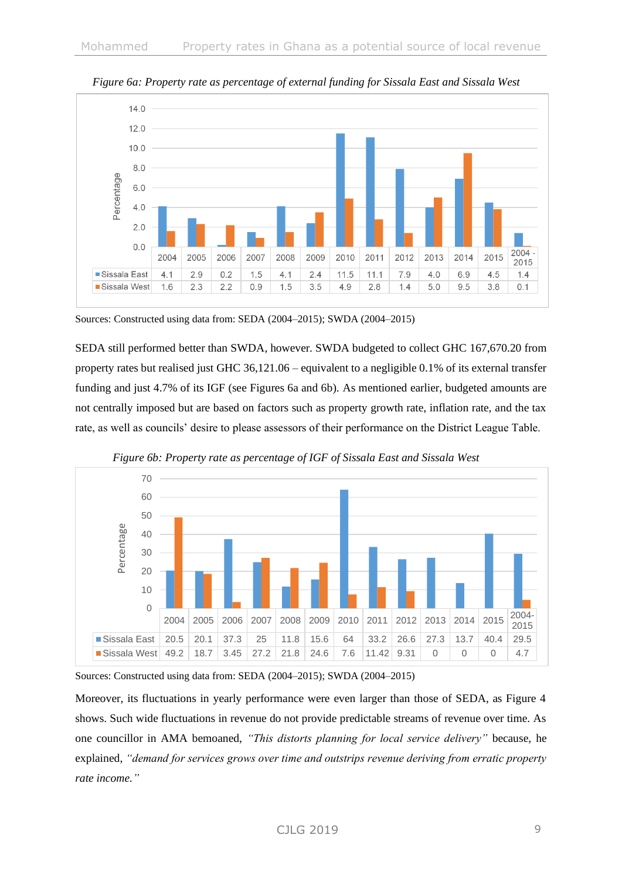*Figure 6a: Property rate as percentage of external funding for Sissala East and Sissala West*

| | 2004 | 2005 | 2006 | 2007 | 2008 | 2009 | 2010 | 2011 | 2012 | 2013 | 2014 | 2015 | 2004 - 2015 |
|---|---|---|---|---|---|---|---|---|---|---|---|---|---|
| Sissala East | 4.1 | 2.9 | 0.2 | 1.5 | 4.1 | 2.4 | 11.5 | 11.1 | 7.9 | 4.0 | 6.9 | 4.5 | 1.4 |
| Sissala West | 1.6 | 2.3 | 2.2 | 0.9 | 1.5 | 3.5 | 4.9 | 2.8 | 1.4 | 5.0 | 9.5 | 3.8 | 0.1 |

Sources: Constructed using data from: SEDA (2004–2015); SWDA (2004–2015)

SEDA still performed better than SWDA, however. SWDA budgeted to collect GHC 167,670.20 from property rates but realised just GHC 36,121.06 – equivalent to a negligible 0.1% of its external transfer funding and just 4.7% of its IGF (see Figures 6a and 6b). As mentioned earlier, budgeted amounts are not centrally imposed but are based on factors such as property growth rate, inflation rate, and the tax rate, as well as councils' desire to please assessors of their performance on the District League Table.

*Figure 6b: Property rate as percentage of IGF of Sissala East and Sissala West*

| | 2004 | 2005 | 2006 | 2007 | 2008 | 2009 | 2010 | 2011 | 2012 | 2013 | 2014 | 2015 | 2004-2015 |
|---|---|---|---|---|---|---|---|---|---|---|---|---|---|
| Sissala East | 20.5 | 20.1 | 37.3 | 25 | 11.8 | 15.6 | 64 | 33.2 | 26.6 | 27.3 | 13.7 | 40.4 | 29.5 |
| Sissala West | 49.2 | 18.7 | 3.45 | 27.2 | 21.8 | 24.6 | 7.6 | 11.42 | 9.31 | 0 | 0 | 0 | 4.7 |

Sources: Constructed using data from: SEDA (2004–2015); SWDA (2004–2015)

Moreover, its fluctuations in yearly performance were even larger than those of SEDA, as Figure 4 shows. Such wide fluctuations in revenue do not provide predictable streams of revenue over time. As one councillor in AMA bemoaned, *"This distorts planning for local service delivery"* because, he explained, *"demand for services grows over time and outstrips revenue deriving from erratic property rate income."*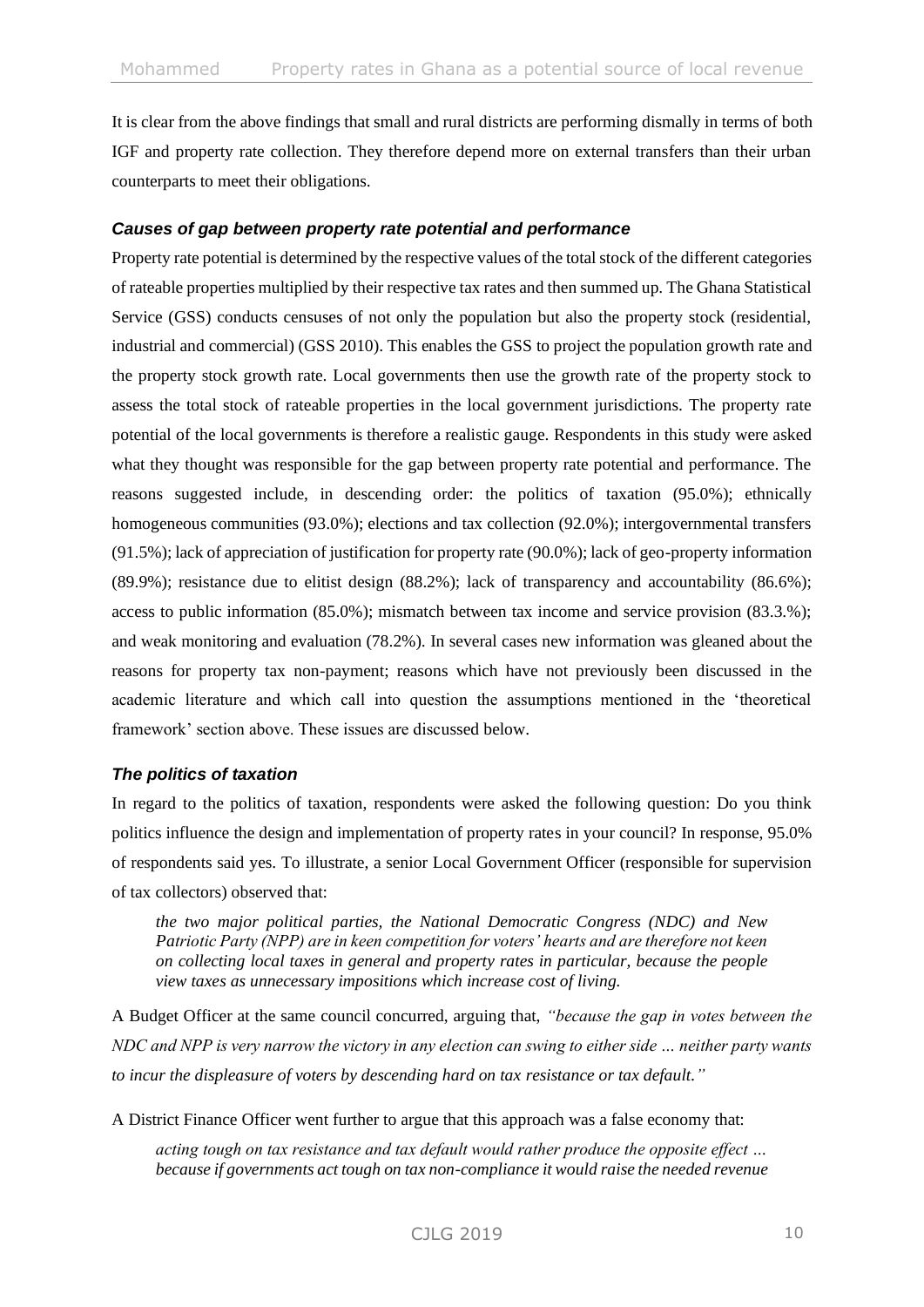It is clear from the above findings that small and rural districts are performing dismally in terms of both IGF and property rate collection. They therefore depend more on external transfers than their urban counterparts to meet their obligations.

### *Causes of gap between property rate potential and performance*

Property rate potential is determined by the respective values of the total stock of the different categories of rateable properties multiplied by their respective tax rates and then summed up. The Ghana Statistical Service (GSS) conducts censuses of not only the population but also the property stock (residential, industrial and commercial) (GSS 2010). This enables the GSS to project the population growth rate and the property stock growth rate. Local governments then use the growth rate of the property stock to assess the total stock of rateable properties in the local government jurisdictions. The property rate potential of the local governments is therefore a realistic gauge. Respondents in this study were asked what they thought was responsible for the gap between property rate potential and performance. The reasons suggested include, in descending order: the politics of taxation (95.0%); ethnically homogeneous communities (93.0%); elections and tax collection (92.0%); intergovernmental transfers (91.5%); lack of appreciation of justification for property rate (90.0%); lack of geo-property information (89.9%); resistance due to elitist design (88.2%); lack of transparency and accountability (86.6%); access to public information (85.0%); mismatch between tax income and service provision (83.3.%); and weak monitoring and evaluation (78.2%). In several cases new information was gleaned about the reasons for property tax non-payment; reasons which have not previously been discussed in the academic literature and which call into question the assumptions mentioned in the 'theoretical framework' section above. These issues are discussed below.

### *The politics of taxation*

In regard to the politics of taxation, respondents were asked the following question: Do you think politics influence the design and implementation of property rates in your council? In response, 95.0% of respondents said yes. To illustrate, a senior Local Government Officer (responsible for supervision of tax collectors) observed that:

> *the two major political parties, the National Democratic Congress (NDC) and New Patriotic Party (NPP) are in keen competition for voters' hearts and are therefore not keen on collecting local taxes in general and property rates in particular, because the people view taxes as unnecessary impositions which increase cost of living.*

A Budget Officer at the same council concurred, arguing that, *"because the gap in votes between the NDC and NPP is very narrow the victory in any election can swing to either side … neither party wants to incur the displeasure of voters by descending hard on tax resistance or tax default."*

A District Finance Officer went further to argue that this approach was a false economy that:

> *acting tough on tax resistance and tax default would rather produce the opposite effect … because if governments act tough on tax non-compliance it would raise the needed revenue*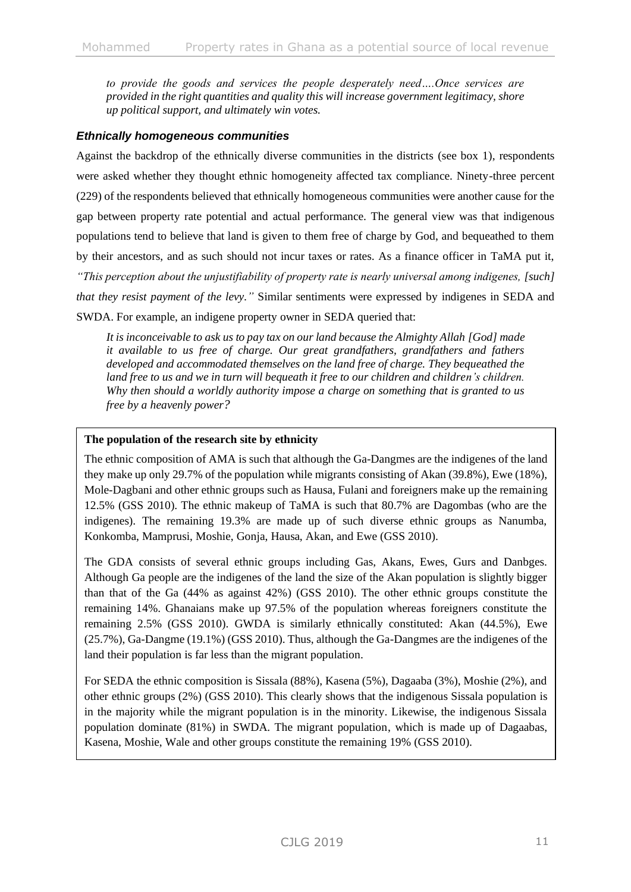*to provide the goods and services the people desperately need….Once services are provided in the right quantities and quality this will increase government legitimacy, shore up political support, and ultimately win votes.*

### *Ethnically homogeneous communities*

Against the backdrop of the ethnically diverse communities in the districts (see box 1), respondents were asked whether they thought ethnic homogeneity affected tax compliance. Ninety-three percent (229) of the respondents believed that ethnically homogeneous communities were another cause for the gap between property rate potential and actual performance. The general view was that indigenous populations tend to believe that land is given to them free of charge by God, and bequeathed to them by their ancestors, and as such should not incur taxes or rates. As a finance officer in TaMA put it, *"This perception about the unjustifiability of property rate is nearly universal among indigenes, [such] that they resist payment of the levy."* Similar sentiments were expressed by indigenes in SEDA and SWDA. For example, an indigene property owner in SEDA queried that:

> *It is inconceivable to ask us to pay tax on our land because the Almighty Allah [God] made it available to us free of charge. Our great grandfathers, grandfathers and fathers developed and accommodated themselves on the land free of charge. They bequeathed the land free to us and we in turn will bequeath it free to our children and children's children. Why then should a worldly authority impose a charge on something that is granted to us free by a heavenly power?*

**The population of the research site by ethnicity**

The ethnic composition of AMA is such that although the Ga-Dangmes are the indigenes of the land they make up only 29.7% of the population while migrants consisting of Akan (39.8%), Ewe (18%), Mole-Dagbani and other ethnic groups such as Hausa, Fulani and foreigners make up the remaining 12.5% (GSS 2010). The ethnic makeup of TaMA is such that 80.7% are Dagombas (who are the indigenes). The remaining 19.3% are made up of such diverse ethnic groups as Nanumba, Konkomba, Mamprusi, Moshie, Gonja, Hausa, Akan, and Ewe (GSS 2010).

The GDA consists of several ethnic groups including Gas, Akans, Ewes, Gurs and Danbges. Although Ga people are the indigenes of the land the size of the Akan population is slightly bigger than that of the Ga (44% as against 42%) (GSS 2010). The other ethnic groups constitute the remaining 14%. Ghanaians make up 97.5% of the population whereas foreigners constitute the remaining 2.5% (GSS 2010). GWDA is similarly ethnically constituted: Akan (44.5%), Ewe (25.7%), Ga-Dangme (19.1%) (GSS 2010). Thus, although the Ga-Dangmes are the indigenes of the land their population is far less than the migrant population.

For SEDA the ethnic composition is Sissala (88%), Kasena (5%), Dagaaba (3%), Moshie (2%), and other ethnic groups (2%) (GSS 2010). This clearly shows that the indigenous Sissala population is in the majority while the migrant population is in the minority. Likewise, the indigenous Sissala population dominate (81%) in SWDA. The migrant population, which is made up of Dagaabas, Kasena, Moshie, Wale and other groups constitute the remaining 19% (GSS 2010).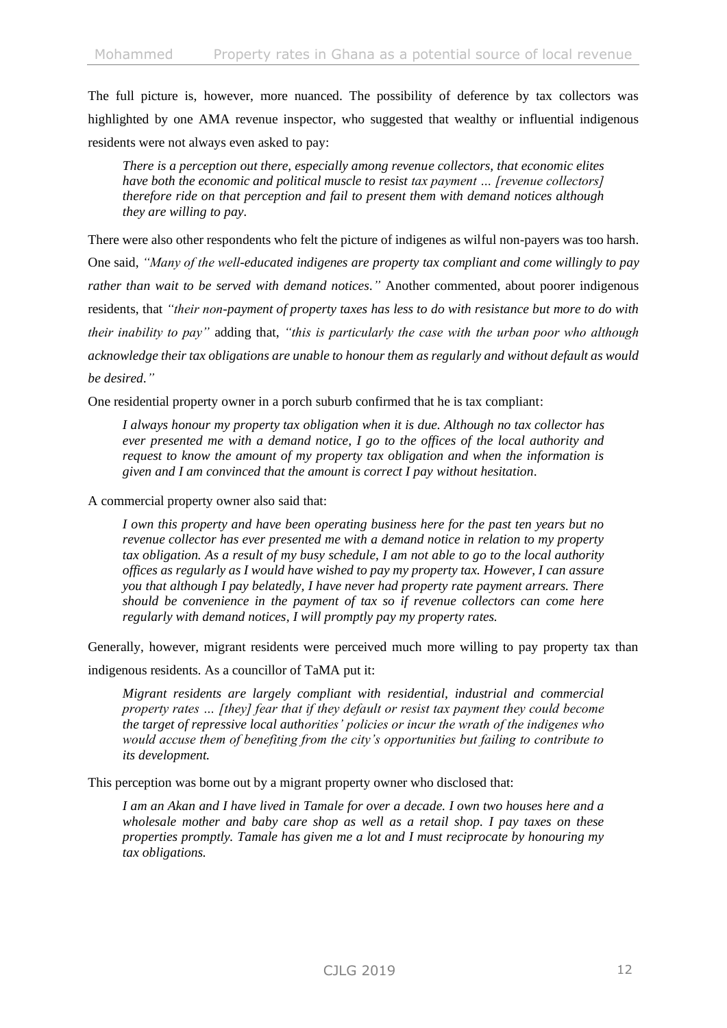The full picture is, however, more nuanced. The possibility of deference by tax collectors was highlighted by one AMA revenue inspector, who suggested that wealthy or influential indigenous residents were not always even asked to pay:

> *There is a perception out there, especially among revenue collectors, that economic elites have both the economic and political muscle to resist tax payment … [revenue collectors] therefore ride on that perception and fail to present them with demand notices although they are willing to pay.*

There were also other respondents who felt the picture of indigenes as wilful non-payers was too harsh. One said, *"Many of the well-educated indigenes are property tax compliant and come willingly to pay rather than wait to be served with demand notices."* Another commented, about poorer indigenous residents, that *"their non-payment of property taxes has less to do with resistance but more to do with their inability to pay"* adding that, *"this is particularly the case with the urban poor who although acknowledge their tax obligations are unable to honour them as regularly and without default as would be desired."*

One residential property owner in a porch suburb confirmed that he is tax compliant:

> *I always honour my property tax obligation when it is due. Although no tax collector has ever presented me with a demand notice, I go to the offices of the local authority and request to know the amount of my property tax obligation and when the information is given and I am convinced that the amount is correct I pay without hesitation.*

A commercial property owner also said that:

> *I own this property and have been operating business here for the past ten years but no revenue collector has ever presented me with a demand notice in relation to my property tax obligation. As a result of my busy schedule, I am not able to go to the local authority offices as regularly as I would have wished to pay my property tax. However, I can assure you that although I pay belatedly, I have never had property rate payment arrears. There should be convenience in the payment of tax so if revenue collectors can come here regularly with demand notices, I will promptly pay my property rates.*

Generally, however, migrant residents were perceived much more willing to pay property tax than indigenous residents. As a councillor of TaMA put it:

> *Migrant residents are largely compliant with residential, industrial and commercial property rates … [they] fear that if they default or resist tax payment they could become the target of repressive local authorities' policies or incur the wrath of the indigenes who would accuse them of benefiting from the city's opportunities but failing to contribute to its development.*

This perception was borne out by a migrant property owner who disclosed that:

> *I am an Akan and I have lived in Tamale for over a decade. I own two houses here and a wholesale mother and baby care shop as well as a retail shop. I pay taxes on these properties promptly. Tamale has given me a lot and I must reciprocate by honouring my tax obligations.*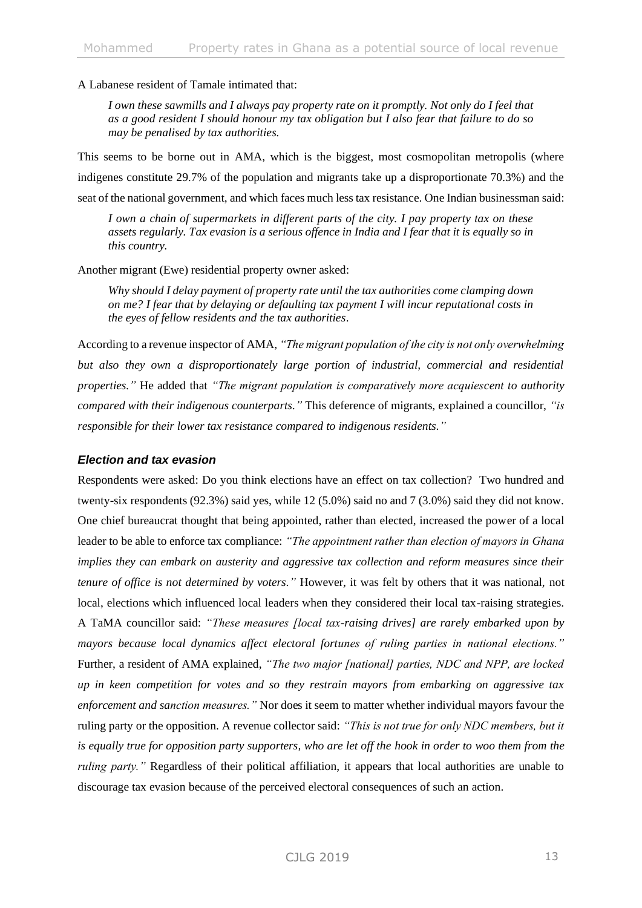A Labanese resident of Tamale intimated that:

> *I own these sawmills and I always pay property rate on it promptly. Not only do I feel that as a good resident I should honour my tax obligation but I also fear that failure to do so may be penalised by tax authorities.*

This seems to be borne out in AMA, which is the biggest, most cosmopolitan metropolis (where indigenes constitute 29.7% of the population and migrants take up a disproportionate 70.3%) and the seat of the national government, and which faces much less tax resistance. One Indian businessman said:

> *I own a chain of supermarkets in different parts of the city. I pay property tax on these assets regularly. Tax evasion is a serious offence in India and I fear that it is equally so in this country.*

Another migrant (Ewe) residential property owner asked:

> *Why should I delay payment of property rate until the tax authorities come clamping down on me? I fear that by delaying or defaulting tax payment I will incur reputational costs in the eyes of fellow residents and the tax authorities*.

According to a revenue inspector of AMA, *"The migrant population of the city is not only overwhelming but also they own a disproportionately large portion of industrial, commercial and residential properties."* He added that *"The migrant population is comparatively more acquiescent to authority compared with their indigenous counterparts."* This deference of migrants, explained a councillor, *"is responsible for their lower tax resistance compared to indigenous residents."*

### *Election and tax evasion*

Respondents were asked: Do you think elections have an effect on tax collection? Two hundred and twenty-six respondents (92.3%) said yes, while 12 (5.0%) said no and 7 (3.0%) said they did not know. One chief bureaucrat thought that being appointed, rather than elected, increased the power of a local leader to be able to enforce tax compliance: *"The appointment rather than election of mayors in Ghana implies they can embark on austerity and aggressive tax collection and reform measures since their tenure of office is not determined by voters."* However, it was felt by others that it was national, not local, elections which influenced local leaders when they considered their local tax-raising strategies. A TaMA councillor said: *"These measures [local tax-raising drives] are rarely embarked upon by mayors because local dynamics affect electoral fortunes of ruling parties in national elections."* Further, a resident of AMA explained, *"The two major [national] parties, NDC and NPP, are locked up in keen competition for votes and so they restrain mayors from embarking on aggressive tax enforcement and sanction measures."* Nor does it seem to matter whether individual mayors favour the ruling party or the opposition. A revenue collector said: *"This is not true for only NDC members, but it is equally true for opposition party supporters, who are let off the hook in order to woo them from the ruling party."* Regardless of their political affiliation, it appears that local authorities are unable to discourage tax evasion because of the perceived electoral consequences of such an action.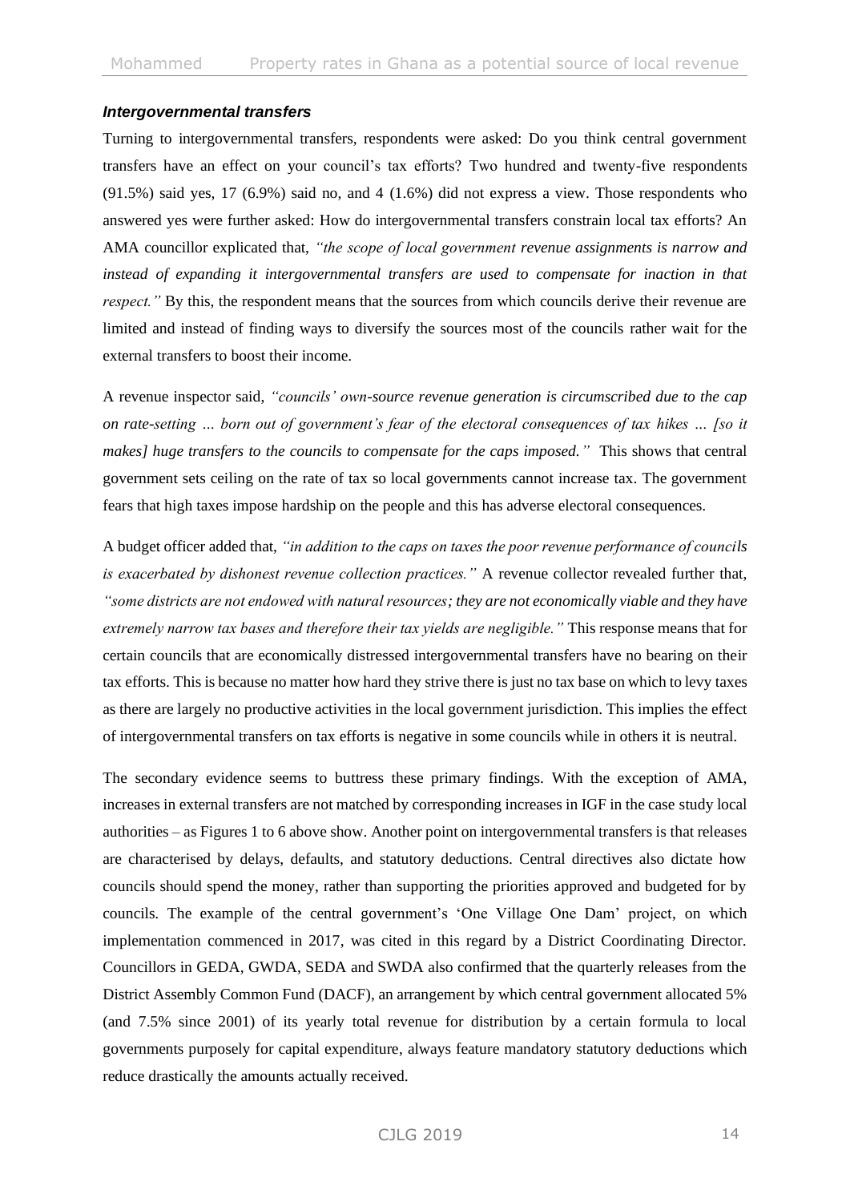### *Intergovernmental transfers*

Turning to intergovernmental transfers, respondents were asked: Do you think central government transfers have an effect on your council's tax efforts? Two hundred and twenty-five respondents (91.5%) said yes, 17 (6.9%) said no, and 4 (1.6%) did not express a view. Those respondents who answered yes were further asked: How do intergovernmental transfers constrain local tax efforts? An AMA councillor explicated that, *"the scope of local government revenue assignments is narrow and instead of expanding it intergovernmental transfers are used to compensate for inaction in that respect."* By this, the respondent means that the sources from which councils derive their revenue are limited and instead of finding ways to diversify the sources most of the councils rather wait for the external transfers to boost their income.

A revenue inspector said, *"councils' own-source revenue generation is circumscribed due to the cap on rate-setting … born out of government's fear of the electoral consequences of tax hikes … [so it makes] huge transfers to the councils to compensate for the caps imposed."* This shows that central government sets ceiling on the rate of tax so local governments cannot increase tax. The government fears that high taxes impose hardship on the people and this has adverse electoral consequences.

A budget officer added that, *"in addition to the caps on taxes the poor revenue performance of councils is exacerbated by dishonest revenue collection practices."* A revenue collector revealed further that, *"some districts are not endowed with natural resources; they are not economically viable and they have extremely narrow tax bases and therefore their tax yields are negligible."* This response means that for certain councils that are economically distressed intergovernmental transfers have no bearing on their tax efforts. This is because no matter how hard they strive there is just no tax base on which to levy taxes as there are largely no productive activities in the local government jurisdiction. This implies the effect of intergovernmental transfers on tax efforts is negative in some councils while in others it is neutral.

The secondary evidence seems to buttress these primary findings. With the exception of AMA, increases in external transfers are not matched by corresponding increases in IGF in the case study local authorities – as Figures 1 to 6 above show. Another point on intergovernmental transfers is that releases are characterised by delays, defaults, and statutory deductions. Central directives also dictate how councils should spend the money, rather than supporting the priorities approved and budgeted for by councils. The example of the central government's 'One Village One Dam' project, on which implementation commenced in 2017, was cited in this regard by a District Coordinating Director. Councillors in GEDA, GWDA, SEDA and SWDA also confirmed that the quarterly releases from the District Assembly Common Fund (DACF), an arrangement by which central government allocated 5% (and 7.5% since 2001) of its yearly total revenue for distribution by a certain formula to local governments purposely for capital expenditure, always feature mandatory statutory deductions which reduce drastically the amounts actually received.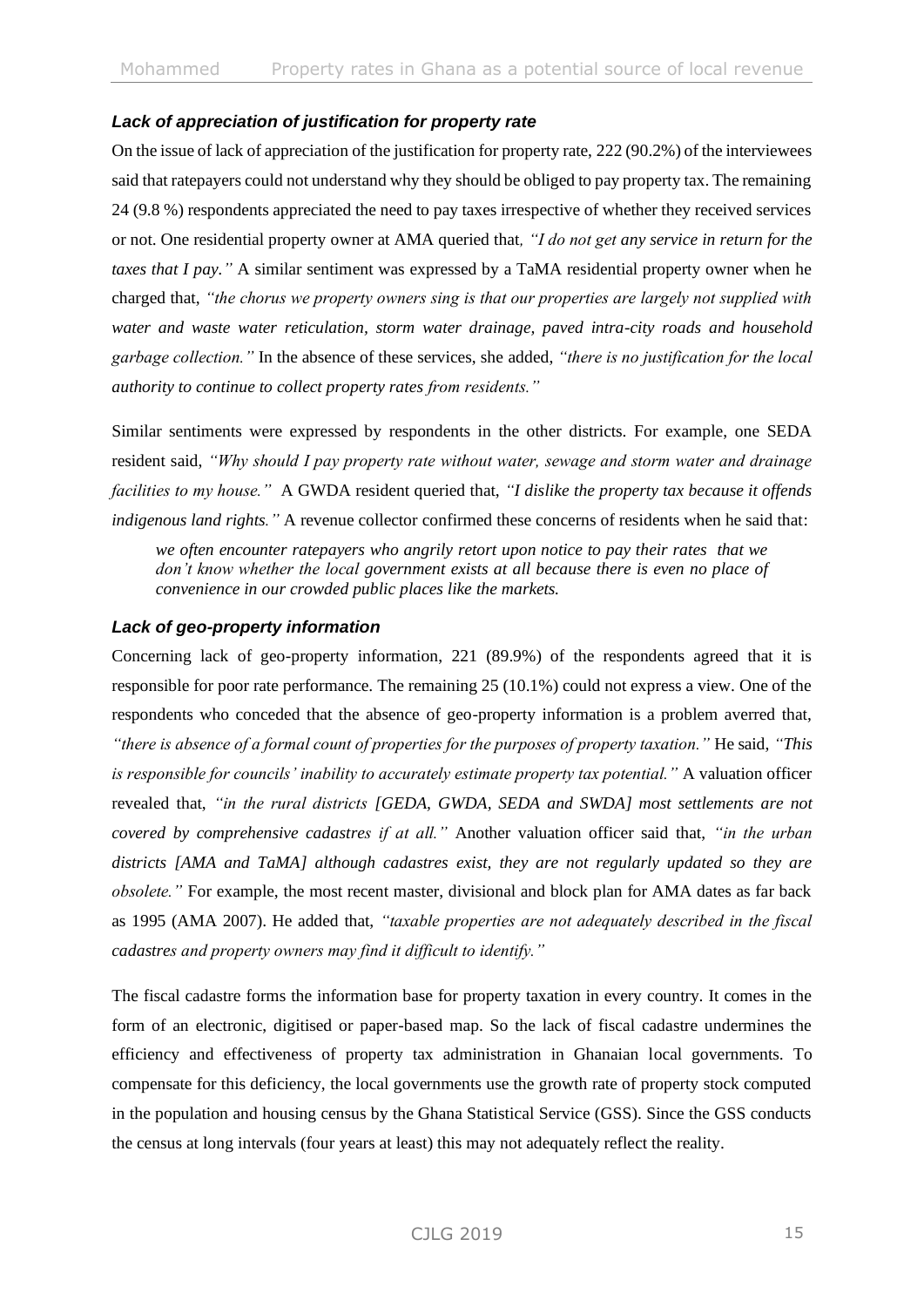### *Lack of appreciation of justification for property rate*

On the issue of lack of appreciation of the justification for property rate, 222 (90.2%) of the interviewees said that ratepayers could not understand why they should be obliged to pay property tax. The remaining 24 (9.8 %) respondents appreciated the need to pay taxes irrespective of whether they received services or not. One residential property owner at AMA queried that*, "I do not get any service in return for the taxes that I pay."* A similar sentiment was expressed by a TaMA residential property owner when he charged that, *"the chorus we property owners sing is that our properties are largely not supplied with water and waste water reticulation, storm water drainage, paved intra-city roads and household garbage collection."* In the absence of these services, she added, *"there is no justification for the local authority to continue to collect property rates from residents."*

Similar sentiments were expressed by respondents in the other districts. For example, one SEDA resident said, *"Why should I pay property rate without water, sewage and storm water and drainage facilities to my house."* A GWDA resident queried that, *"I dislike the property tax because it offends indigenous land rights."* A revenue collector confirmed these concerns of residents when he said that:

> *we often encounter ratepayers who angrily retort upon notice to pay their rates that we don't know whether the local government exists at all because there is even no place of convenience in our crowded public places like the markets.*

### *Lack of geo-property information*

Concerning lack of geo-property information, 221 (89.9%) of the respondents agreed that it is responsible for poor rate performance. The remaining 25 (10.1%) could not express a view. One of the respondents who conceded that the absence of geo-property information is a problem averred that, *"there is absence of a formal count of properties for the purposes of property taxation."* He said, *"This is responsible for councils' inability to accurately estimate property tax potential."* A valuation officer revealed that, *"in the rural districts [GEDA, GWDA, SEDA and SWDA] most settlements are not covered by comprehensive cadastres if at all."* Another valuation officer said that, *"in the urban districts [AMA and TaMA] although cadastres exist, they are not regularly updated so they are obsolete."* For example, the most recent master, divisional and block plan for AMA dates as far back as 1995 (AMA 2007). He added that, *"taxable properties are not adequately described in the fiscal cadastres and property owners may find it difficult to identify."*

The fiscal cadastre forms the information base for property taxation in every country. It comes in the form of an electronic, digitised or paper-based map. So the lack of fiscal cadastre undermines the efficiency and effectiveness of property tax administration in Ghanaian local governments. To compensate for this deficiency, the local governments use the growth rate of property stock computed in the population and housing census by the Ghana Statistical Service (GSS). Since the GSS conducts the census at long intervals (four years at least) this may not adequately reflect the reality.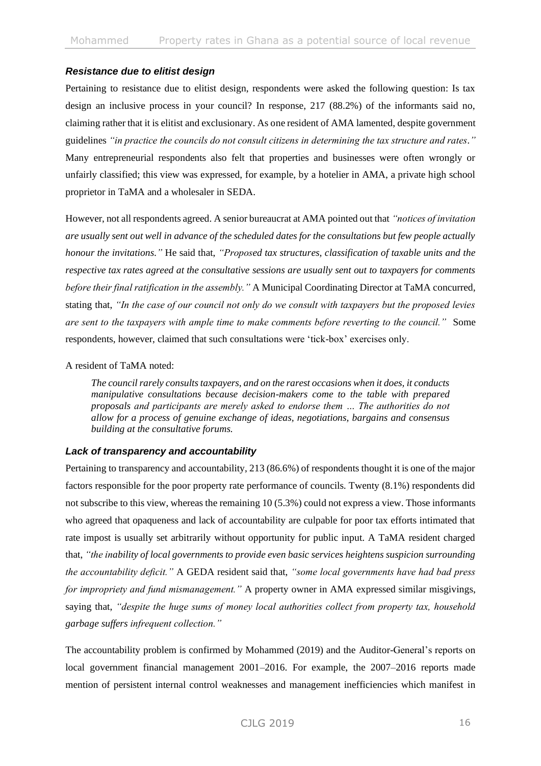### *Resistance due to elitist design*

Pertaining to resistance due to elitist design, respondents were asked the following question: Is tax design an inclusive process in your council? In response, 217 (88.2%) of the informants said no, claiming rather that it is elitist and exclusionary. As one resident of AMA lamented, despite government guidelines *"in practice the councils do not consult citizens in determining the tax structure and rates."* Many entrepreneurial respondents also felt that properties and businesses were often wrongly or unfairly classified; this view was expressed, for example, by a hotelier in AMA, a private high school proprietor in TaMA and a wholesaler in SEDA.

However, not all respondents agreed. A senior bureaucrat at AMA pointed out that *"notices of invitation are usually sent out well in advance of the scheduled dates for the consultations but few people actually honour the invitations."* He said that, *"Proposed tax structures, classification of taxable units and the respective tax rates agreed at the consultative sessions are usually sent out to taxpayers for comments before their final ratification in the assembly."* A Municipal Coordinating Director at TaMA concurred, stating that, *"In the case of our council not only do we consult with taxpayers but the proposed levies are sent to the taxpayers with ample time to make comments before reverting to the council."* Some respondents, however, claimed that such consultations were 'tick-box' exercises only.

A resident of TaMA noted:

> *The council rarely consults taxpayers, and on the rarest occasions when it does, it conducts manipulative consultations because decision-makers come to the table with prepared proposals and participants are merely asked to endorse them … The authorities do not allow for a process of genuine exchange of ideas, negotiations, bargains and consensus building at the consultative forums.*

### *Lack of transparency and accountability*

Pertaining to transparency and accountability, 213 (86.6%) of respondents thought it is one of the major factors responsible for the poor property rate performance of councils. Twenty (8.1%) respondents did not subscribe to this view, whereas the remaining 10 (5.3%) could not express a view. Those informants who agreed that opaqueness and lack of accountability are culpable for poor tax efforts intimated that rate impost is usually set arbitrarily without opportunity for public input. A TaMA resident charged that, *"the inability of local governments to provide even basic services heightens suspicion surrounding the accountability deficit."* A GEDA resident said that, *"some local governments have had bad press for impropriety and fund mismanagement."* A property owner in AMA expressed similar misgivings, saying that, *"despite the huge sums of money local authorities collect from property tax, household garbage suffers infrequent collection."*

The accountability problem is confirmed by Mohammed (2019) and the Auditor-General's reports on local government financial management 2001–2016. For example, the 2007–2016 reports made mention of persistent internal control weaknesses and management inefficiencies which manifest in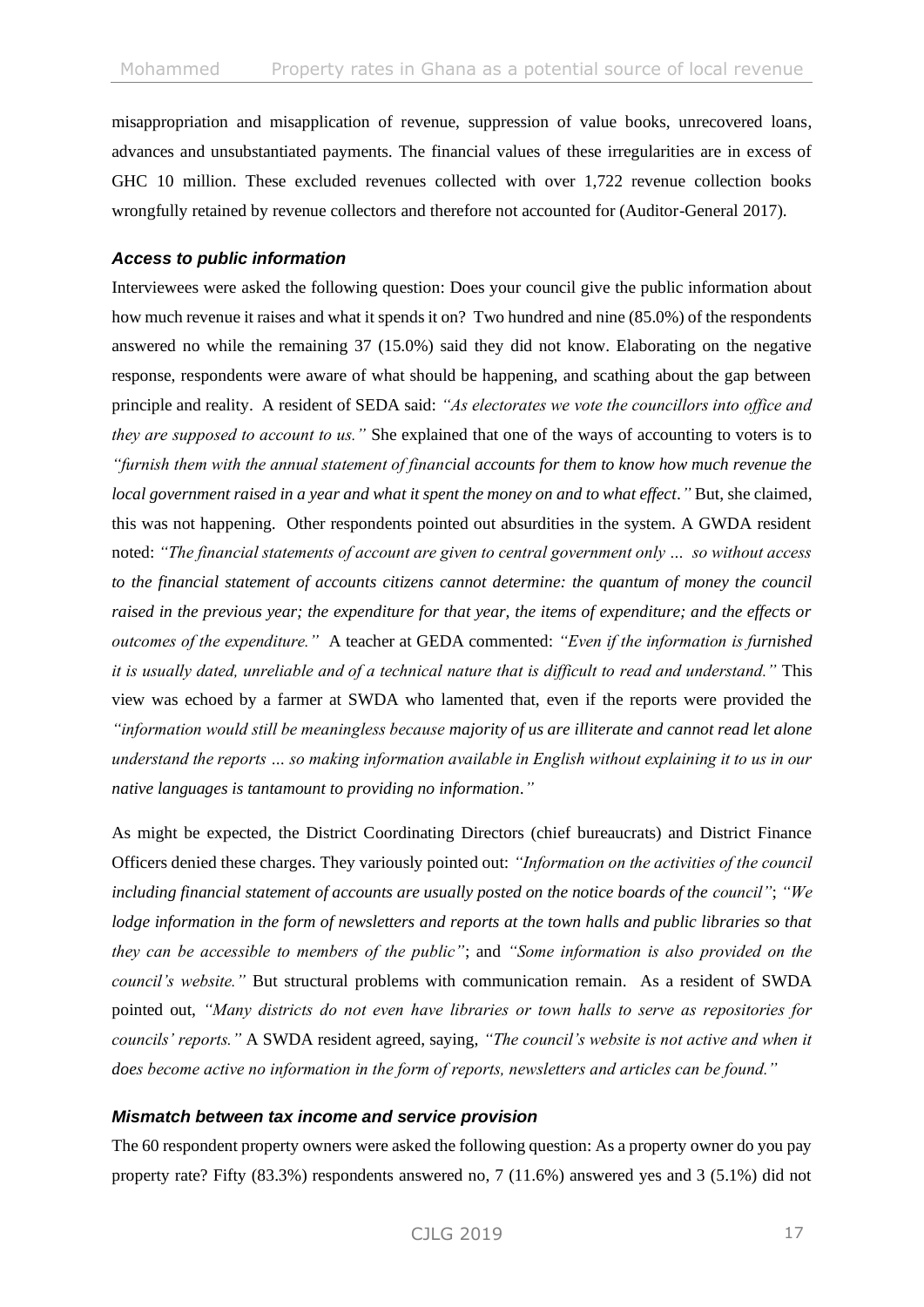misappropriation and misapplication of revenue, suppression of value books, unrecovered loans, advances and unsubstantiated payments. The financial values of these irregularities are in excess of GHC 10 million. These excluded revenues collected with over 1,722 revenue collection books wrongfully retained by revenue collectors and therefore not accounted for (Auditor-General 2017).

### *Access to public information*

Interviewees were asked the following question: Does your council give the public information about how much revenue it raises and what it spends it on? Two hundred and nine (85.0%) of the respondents answered no while the remaining 37 (15.0%) said they did not know. Elaborating on the negative response, respondents were aware of what should be happening, and scathing about the gap between principle and reality. A resident of SEDA said: *"As electorates we vote the councillors into office and they are supposed to account to us."* She explained that one of the ways of accounting to voters is to *"furnish them with the annual statement of financial accounts for them to know how much revenue the local government raised in a year and what it spent the money on and to what effect."* But, she claimed, this was not happening. Other respondents pointed out absurdities in the system. A GWDA resident noted: *"The financial statements of account are given to central government only … so without access to the financial statement of accounts citizens cannot determine: the quantum of money the council raised in the previous year; the expenditure for that year, the items of expenditure; and the effects or outcomes of the expenditure."* A teacher at GEDA commented: *"Even if the information is furnished it is usually dated, unreliable and of a technical nature that is difficult to read and understand."* This view was echoed by a farmer at SWDA who lamented that, even if the reports were provided the *"information would still be meaningless because majority of us are illiterate and cannot read let alone understand the reports … so making information available in English without explaining it to us in our native languages is tantamount to providing no information."*

As might be expected, the District Coordinating Directors (chief bureaucrats) and District Finance Officers denied these charges. They variously pointed out: *"Information on the activities of the council including financial statement of accounts are usually posted on the notice boards of the council"*; *"We lodge information in the form of newsletters and reports at the town halls and public libraries so that they can be accessible to members of the public"*; and *"Some information is also provided on the council's website."* But structural problems with communication remain. As a resident of SWDA pointed out, *"Many districts do not even have libraries or town halls to serve as repositories for councils' reports."* A SWDA resident agreed, saying, *"The council's website is not active and when it does become active no information in the form of reports, newsletters and articles can be found."*

### *Mismatch between tax income and service provision*

The 60 respondent property owners were asked the following question: As a property owner do you pay property rate? Fifty (83.3%) respondents answered no, 7 (11.6%) answered yes and 3 (5.1%) did not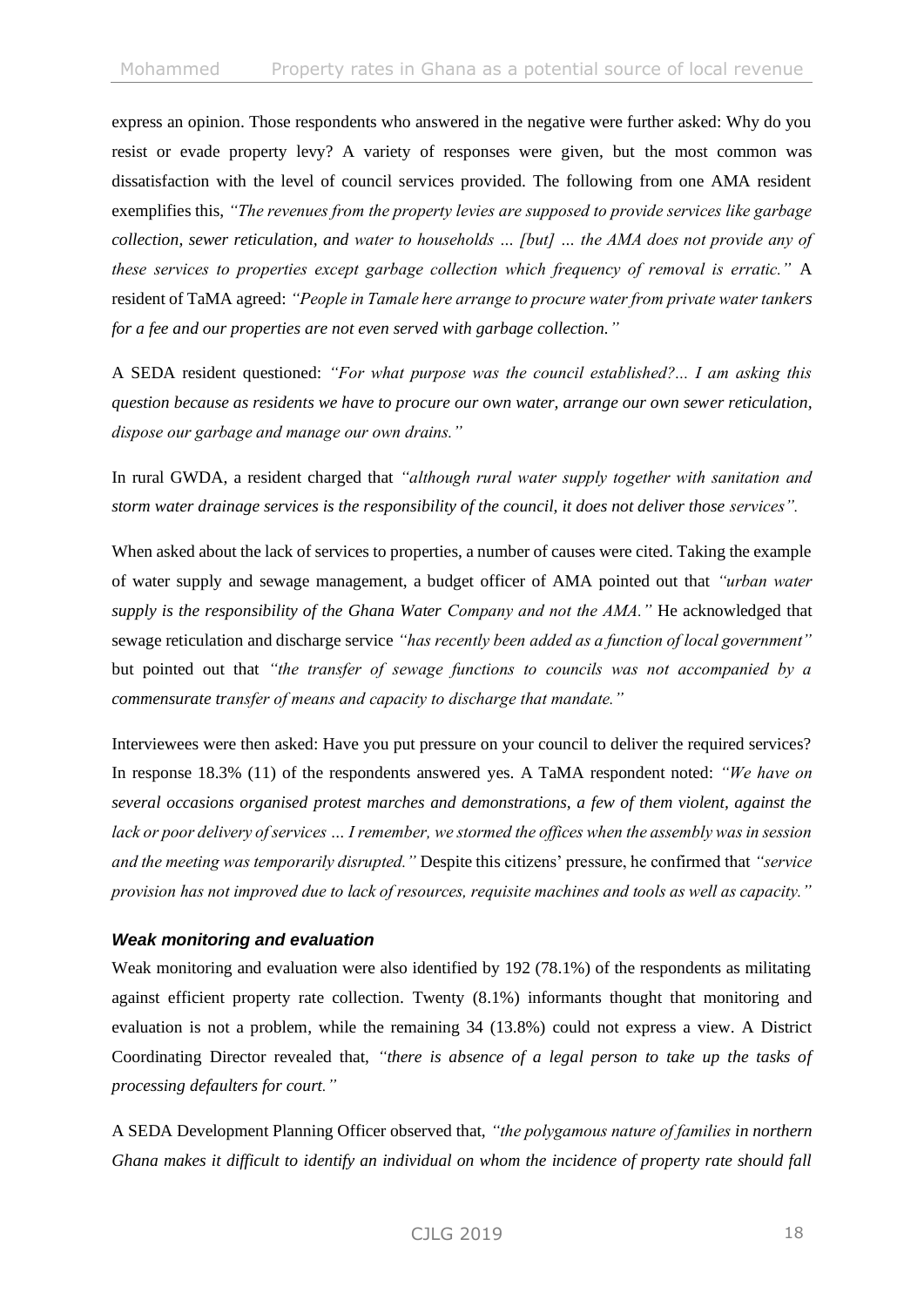express an opinion. Those respondents who answered in the negative were further asked: Why do you resist or evade property levy? A variety of responses were given, but the most common was dissatisfaction with the level of council services provided. The following from one AMA resident exemplifies this, *"The revenues from the property levies are supposed to provide services like garbage collection, sewer reticulation, and water to households … [but] … the AMA does not provide any of these services to properties except garbage collection which frequency of removal is erratic."* A resident of TaMA agreed: *"People in Tamale here arrange to procure water from private water tankers for a fee and our properties are not even served with garbage collection."*

A SEDA resident questioned: *"For what purpose was the council established?... I am asking this question because as residents we have to procure our own water, arrange our own sewer reticulation, dispose our garbage and manage our own drains."*

In rural GWDA, a resident charged that *"although rural water supply together with sanitation and storm water drainage services is the responsibility of the council, it does not deliver those services".*

When asked about the lack of services to properties, a number of causes were cited. Taking the example of water supply and sewage management, a budget officer of AMA pointed out that *"urban water supply is the responsibility of the Ghana Water Company and not the AMA."* He acknowledged that sewage reticulation and discharge service *"has recently been added as a function of local government"* but pointed out that *"the transfer of sewage functions to councils was not accompanied by a commensurate transfer of means and capacity to discharge that mandate."*

Interviewees were then asked: Have you put pressure on your council to deliver the required services? In response 18.3% (11) of the respondents answered yes. A TaMA respondent noted: *"We have on several occasions organised protest marches and demonstrations, a few of them violent, against the lack or poor delivery of services … I remember, we stormed the offices when the assembly was in session and the meeting was temporarily disrupted."* Despite this citizens' pressure, he confirmed that *"service provision has not improved due to lack of resources, requisite machines and tools as well as capacity."*

### *Weak monitoring and evaluation*

Weak monitoring and evaluation were also identified by 192 (78.1%) of the respondents as militating against efficient property rate collection. Twenty (8.1%) informants thought that monitoring and evaluation is not a problem, while the remaining 34 (13.8%) could not express a view. A District Coordinating Director revealed that, *"there is absence of a legal person to take up the tasks of processing defaulters for court."*

A SEDA Development Planning Officer observed that, *"the polygamous nature of families in northern Ghana makes it difficult to identify an individual on whom the incidence of property rate should fall*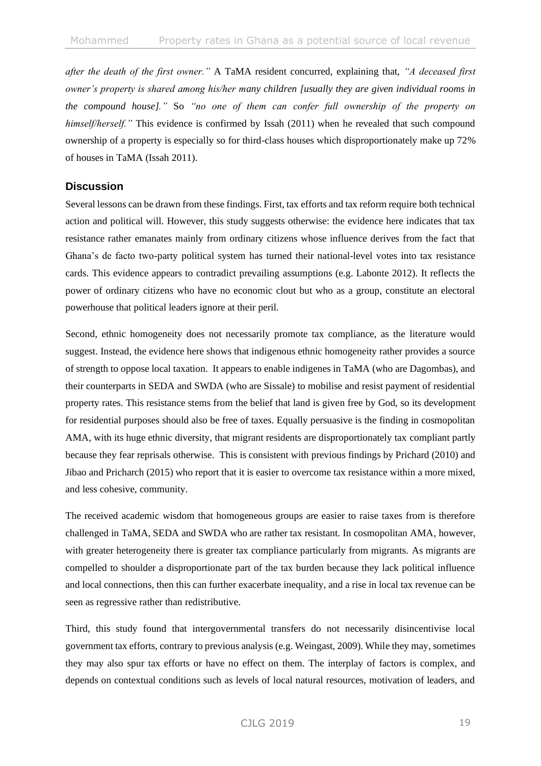*after the death of the first owner."* A TaMA resident concurred, explaining that, *"A deceased first owner's property is shared among his/her many children [usually they are given individual rooms in the compound house]."* So *"no one of them can confer full ownership of the property on himself/herself."* This evidence is confirmed by Issah (2011) when he revealed that such compound ownership of a property is especially so for third-class houses which disproportionately make up 72% of houses in TaMA (Issah 2011).

## Discussion

Several lessons can be drawn from these findings. First, tax efforts and tax reform require both technical action and political will. However, this study suggests otherwise: the evidence here indicates that tax resistance rather emanates mainly from ordinary citizens whose influence derives from the fact that Ghana's de facto two-party political system has turned their national-level votes into tax resistance cards. This evidence appears to contradict prevailing assumptions (e.g. Labonte 2012). It reflects the power of ordinary citizens who have no economic clout but who as a group, constitute an electoral powerhouse that political leaders ignore at their peril.

Second, ethnic homogeneity does not necessarily promote tax compliance, as the literature would suggest. Instead, the evidence here shows that indigenous ethnic homogeneity rather provides a source of strength to oppose local taxation. It appears to enable indigenes in TaMA (who are Dagombas), and their counterparts in SEDA and SWDA (who are Sissale) to mobilise and resist payment of residential property rates. This resistance stems from the belief that land is given free by God, so its development for residential purposes should also be free of taxes. Equally persuasive is the finding in cosmopolitan AMA, with its huge ethnic diversity, that migrant residents are disproportionately tax compliant partly because they fear reprisals otherwise. This is consistent with previous findings by Prichard (2010) and Jibao and Pricharch (2015) who report that it is easier to overcome tax resistance within a more mixed, and less cohesive, community.

The received academic wisdom that homogeneous groups are easier to raise taxes from is therefore challenged in TaMA, SEDA and SWDA who are rather tax resistant. In cosmopolitan AMA, however, with greater heterogeneity there is greater tax compliance particularly from migrants. As migrants are compelled to shoulder a disproportionate part of the tax burden because they lack political influence and local connections, then this can further exacerbate inequality, and a rise in local tax revenue can be seen as regressive rather than redistributive.

Third, this study found that intergovernmental transfers do not necessarily disincentivise local government tax efforts, contrary to previous analysis (e.g. Weingast, 2009). While they may, sometimes they may also spur tax efforts or have no effect on them. The interplay of factors is complex, and depends on contextual conditions such as levels of local natural resources, motivation of leaders, and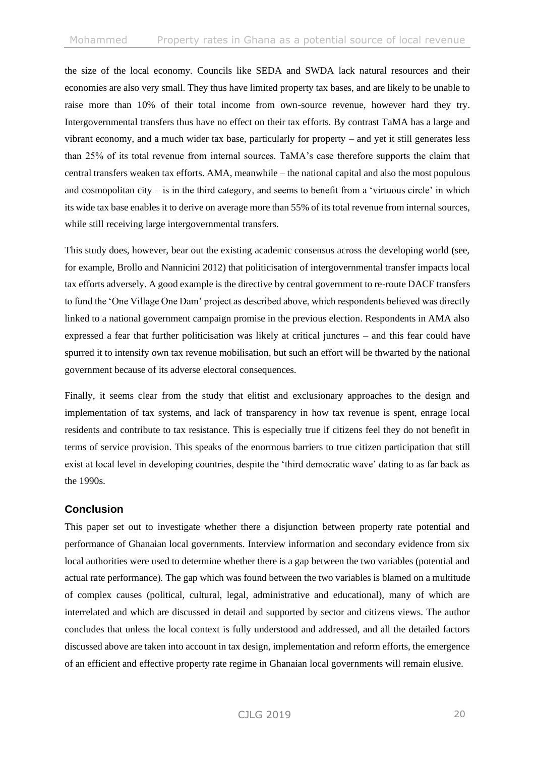the size of the local economy. Councils like SEDA and SWDA lack natural resources and their economies are also very small. They thus have limited property tax bases, and are likely to be unable to raise more than 10% of their total income from own-source revenue, however hard they try. Intergovernmental transfers thus have no effect on their tax efforts. By contrast TaMA has a large and vibrant economy, and a much wider tax base, particularly for property – and yet it still generates less than 25% of its total revenue from internal sources. TaMA's case therefore supports the claim that central transfers weaken tax efforts. AMA, meanwhile – the national capital and also the most populous and cosmopolitan city – is in the third category, and seems to benefit from a 'virtuous circle' in which its wide tax base enables it to derive on average more than 55% of its total revenue from internal sources, while still receiving large intergovernmental transfers.

This study does, however, bear out the existing academic consensus across the developing world (see, for example, Brollo and Nannicini 2012) that politicisation of intergovernmental transfer impacts local tax efforts adversely. A good example is the directive by central government to re-route DACF transfers to fund the 'One Village One Dam' project as described above, which respondents believed was directly linked to a national government campaign promise in the previous election. Respondents in AMA also expressed a fear that further politicisation was likely at critical junctures – and this fear could have spurred it to intensify own tax revenue mobilisation, but such an effort will be thwarted by the national government because of its adverse electoral consequences.

Finally, it seems clear from the study that elitist and exclusionary approaches to the design and implementation of tax systems, and lack of transparency in how tax revenue is spent, enrage local residents and contribute to tax resistance. This is especially true if citizens feel they do not benefit in terms of service provision. This speaks of the enormous barriers to true citizen participation that still exist at local level in developing countries, despite the 'third democratic wave' dating to as far back as the 1990s.

## Conclusion

This paper set out to investigate whether there a disjunction between property rate potential and performance of Ghanaian local governments. Interview information and secondary evidence from six local authorities were used to determine whether there is a gap between the two variables (potential and actual rate performance). The gap which was found between the two variables is blamed on a multitude of complex causes (political, cultural, legal, administrative and educational), many of which are interrelated and which are discussed in detail and supported by sector and citizens views. The author concludes that unless the local context is fully understood and addressed, and all the detailed factors discussed above are taken into account in tax design, implementation and reform efforts, the emergence of an efficient and effective property rate regime in Ghanaian local governments will remain elusive.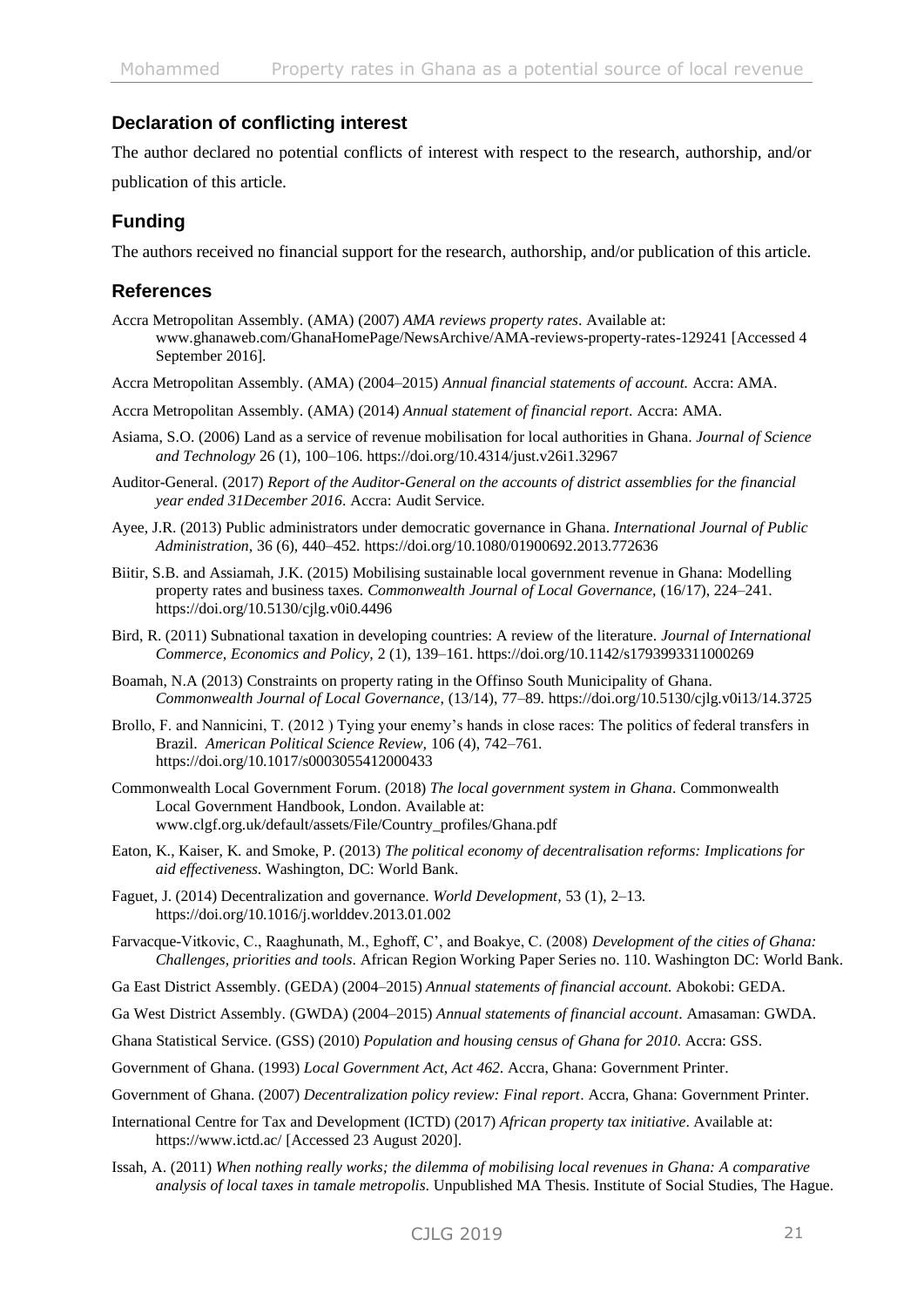## Declaration of conflicting interest

The author declared no potential conflicts of interest with respect to the research, authorship, and/or publication of this article.

## Funding

The authors received no financial support for the research, authorship, and/or publication of this article.

## References

Accra Metropolitan Assembly. (AMA) (2007) *AMA reviews property rates*. Available at: www.ghanaweb.com/GhanaHomePage/NewsArchive/AMA-reviews-property-rates-129241 [Accessed 4 September 2016].

Accra Metropolitan Assembly. (AMA) (2004–2015) *Annual financial statements of account.* Accra: AMA.

Accra Metropolitan Assembly. (AMA) (2014) *Annual statement of financial report*. Accra: AMA.

Asiama, S.O. (2006) Land as a service of revenue mobilisation for local authorities in Ghana. *Journal of Science and Technology* 26 (1), 100–106. https://doi.org/10.4314/just.v26i1.32967

Auditor-General. (2017) *Report of the Auditor-General on the accounts of district assemblies for the financial year ended 31December 2016*. Accra: Audit Service.

Ayee, J.R. (2013) Public administrators under democratic governance in Ghana. *International Journal of Public Administration*, 36 (6), 440–452. https://doi.org/10.1080/01900692.2013.772636

Biitir, S.B. and Assiamah, J.K. (2015) Mobilising sustainable local government revenue in Ghana: Modelling property rates and business taxes. *Commonwealth Journal of Local Governance*, (16/17), 224–241. https://doi.org/10.5130/cjlg.v0i0.4496

Bird, R. (2011) Subnational taxation in developing countries: A review of the literature. *Journal of International Commerce, Economics and Policy*, 2 (1), 139–161. https://doi.org/10.1142/s1793993311000269

Boamah, N.A (2013) Constraints on property rating in the Offinso South Municipality of Ghana. *Commonwealth Journal of Local Governance*, (13/14), 77–89. https://doi.org/10.5130/cjlg.v0i13/14.3725

Brollo, F. and Nannicini, T. (2012 ) Tying your enemy's hands in close races: The politics of federal transfers in Brazil. *American Political Science Review*, 106 (4), 742–761. https://doi.org/10.1017/s0003055412000433

Commonwealth Local Government Forum. (2018) *The local government system in Ghana*. Commonwealth Local Government Handbook, London. Available at: www.clgf.org.uk/default/assets/File/Country_profiles/Ghana.pdf

Eaton, K., Kaiser, K. and Smoke, P. (2013) *The political economy of decentralisation reforms: Implications for aid effectiveness*. Washington, DC: World Bank.

Faguet, J. (2014) Decentralization and governance. *World Development*, 53 (1), 2–13. https://doi.org/10.1016/j.worlddev.2013.01.002

Farvacque-Vitkovic, C., Raaghunath, M., Eghoff, C', and Boakye, C. (2008) *Development of the cities of Ghana: Challenges, priorities and tools*. African Region Working Paper Series no. 110. Washington DC: World Bank.

Ga East District Assembly. (GEDA) (2004–2015) *Annual statements of financial account.* Abokobi: GEDA.

Ga West District Assembly. (GWDA) (2004–2015) *Annual statements of financial account*. Amasaman: GWDA.

Ghana Statistical Service. (GSS) (2010) *Population and housing census of Ghana for 2010*. Accra: GSS.

Government of Ghana. (1993) *Local Government Act, Act 462.* Accra, Ghana: Government Printer.

Government of Ghana. (2007) *Decentralization policy review: Final report*. Accra, Ghana: Government Printer.

International Centre for Tax and Development (ICTD) (2017) *African property tax initiative*. Available at: https://www.ictd.ac/ [Accessed 23 August 2020].

Issah, A. (2011) *When nothing really works; the dilemma of mobilising local revenues in Ghana: A comparative analysis of local taxes in tamale metropolis*. Unpublished MA Thesis. Institute of Social Studies, The Hague.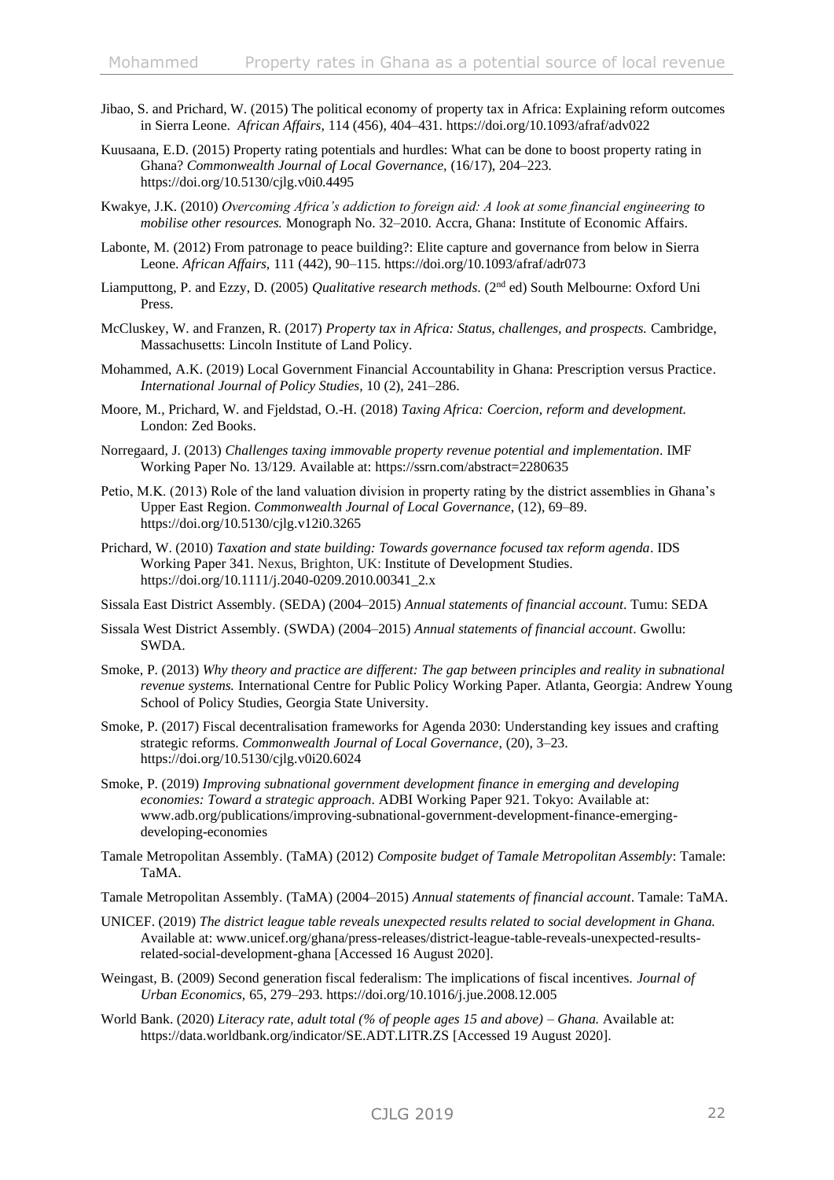Jibao, S. and Prichard, W. (2015) The political economy of property tax in Africa: Explaining reform outcomes in Sierra Leone. *African Affairs,* 114 (456), 404–431. https://doi.org/10.1093/afraf/adv022

Kuusaana, E.D. (2015) Property rating potentials and hurdles: What can be done to boost property rating in Ghana? *Commonwealth Journal of Local Governance,* (16/17), 204–223. https://doi.org/10.5130/cjlg.v0i0.4495

Kwakye, J.K. (2010) *Overcoming Africa's addiction to foreign aid: A look at some financial engineering to mobilise other resources.* Monograph No. 32–2010. Accra, Ghana: Institute of Economic Affairs.

Labonte, M. (2012) From patronage to peace building?: Elite capture and governance from below in Sierra Leone. *African Affairs,* 111 (442), 90–115. https://doi.org/10.1093/afraf/adr073

Liamputtong, P. and Ezzy, D. (2005) *Qualitative research methods*. (2nd ed) South Melbourne: Oxford Uni Press.

McCluskey, W. and Franzen, R. (2017) *Property tax in Africa: Status, challenges, and prospects.* Cambridge, Massachusetts: Lincoln Institute of Land Policy.

Mohammed, A.K. (2019) Local Government Financial Accountability in Ghana: Prescription versus Practice. *International Journal of Policy Studies,* 10 (2), 241–286.

Moore, M., Prichard, W. and Fjeldstad, O.-H. (2018) *Taxing Africa: Coercion, reform and development.* London: Zed Books.

Norregaard, J. (2013) *Challenges taxing immovable property revenue potential and implementation*. IMF Working Paper No. 13/129. Available at: https://ssrn.com/abstract=2280635

Petio, M.K. (2013) Role of the land valuation division in property rating by the district assemblies in Ghana's Upper East Region. *Commonwealth Journal of Local Governance*, (12), 69–89. https://doi.org/10.5130/cjlg.v12i0.3265

Prichard, W. (2010) *Taxation and state building: Towards governance focused tax reform agenda*. IDS Working Paper 341. Nexus, Brighton, UK: Institute of Development Studies. https://doi.org/10.1111/j.2040-0209.2010.00341_2.x

Sissala East District Assembly. (SEDA) (2004–2015) *Annual statements of financial account*. Tumu: SEDA

Sissala West District Assembly. (SWDA) (2004–2015) *Annual statements of financial account*. Gwollu: SWDA.

Smoke, P. (2013) *Why theory and practice are different: The gap between principles and reality in subnational revenue systems.* International Centre for Public Policy Working Paper. Atlanta, Georgia: Andrew Young School of Policy Studies, Georgia State University.

Smoke, P. (2017) Fiscal decentralisation frameworks for Agenda 2030: Understanding key issues and crafting strategic reforms. *Commonwealth Journal of Local Governance*, (20), 3–23. https://doi.org/10.5130/cjlg.v0i20.6024

Smoke, P. (2019) *Improving subnational government development finance in emerging and developing economies: Toward a strategic approach*. ADBI Working Paper 921. Tokyo: Available at: www.adb.org/publications/improving-subnational-government-development-finance-emerging-developing-economies

Tamale Metropolitan Assembly. (TaMA) (2012) *Composite budget of Tamale Metropolitan Assembly*: Tamale: TaMA.

Tamale Metropolitan Assembly. (TaMA) (2004–2015) *Annual statements of financial account*. Tamale: TaMA.

UNICEF. (2019) *The district league table reveals unexpected results related to social development in Ghana.* Available at: www.unicef.org/ghana/press-releases/district-league-table-reveals-unexpected-results-related-social-development-ghana [Accessed 16 August 2020].

Weingast, B. (2009) Second generation fiscal federalism: The implications of fiscal incentives. *Journal of Urban Economics,* 65, 279–293. https://doi.org/10.1016/j.jue.2008.12.005

World Bank. (2020) *Literacy rate, adult total (% of people ages 15 and above) – Ghana.* Available at: https://data.worldbank.org/indicator/SE.ADT.LITR.ZS [Accessed 19 August 2020].